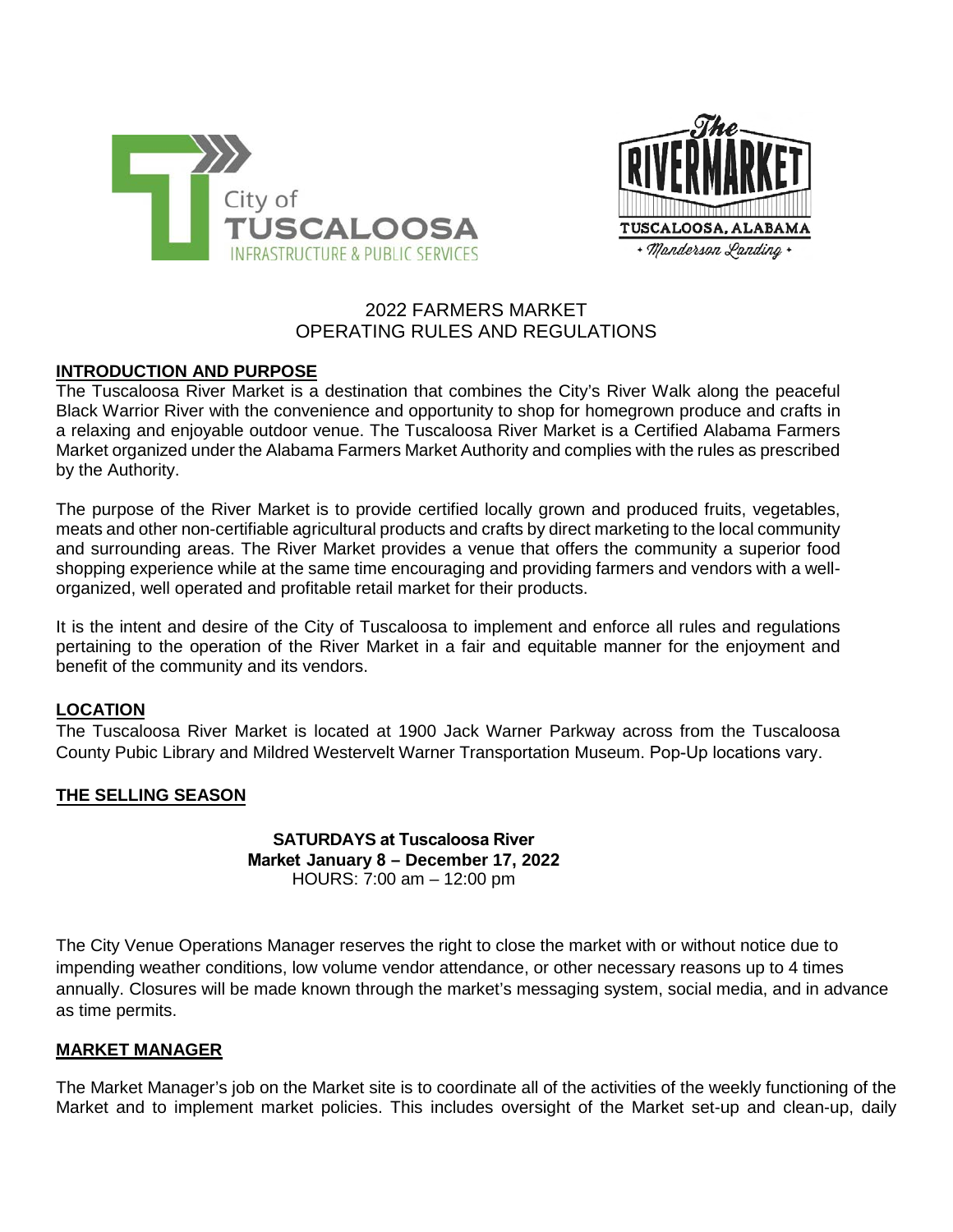# 2022 FARMERS MARKET
# OPERATING RULES AND REGULATIONS

## INTRODUCTION AND PURPOSE

The Tuscaloosa River Market is a destination that combines the City's River Walk along the peaceful Black Warrior River with the convenience and opportunity to shop for homegrown produce and crafts in a relaxing and enjoyable outdoor venue. The Tuscaloosa River Market is a Certified Alabama Farmers Market organized under the Alabama Farmers Market Authority and complies with the rules as prescribed by the Authority.

The purpose of the River Market is to provide certified locally grown and produced fruits, vegetables, meats and other non-certifiable agricultural products and crafts by direct marketing to the local community and surrounding areas. The River Market provides a venue that offers the community a superior food shopping experience while at the same time encouraging and providing farmers and vendors with a well-organized, well operated and profitable retail market for their products.

It is the intent and desire of the City of Tuscaloosa to implement and enforce all rules and regulations pertaining to the operation of the River Market in a fair and equitable manner for the enjoyment and benefit of the community and its vendors.

## LOCATION

The Tuscaloosa River Market is located at 1900 Jack Warner Parkway across from the Tuscaloosa County Pubic Library and Mildred Westervelt Warner Transportation Museum. Pop-Up locations vary.

## THE SELLING SEASON

**SATURDAYS at Tuscaloosa River Market January 8 – December 17, 2022**
HOURS: 7:00 am – 12:00 pm

The City Venue Operations Manager reserves the right to close the market with or without notice due to impending weather conditions, low volume vendor attendance, or other necessary reasons up to 4 times annually. Closures will be made known through the market's messaging system, social media, and in advance as time permits.

## MARKET MANAGER

The Market Manager's job on the Market site is to coordinate all of the activities of the weekly functioning of the Market and to implement market policies. This includes oversight of the Market set-up and clean-up, daily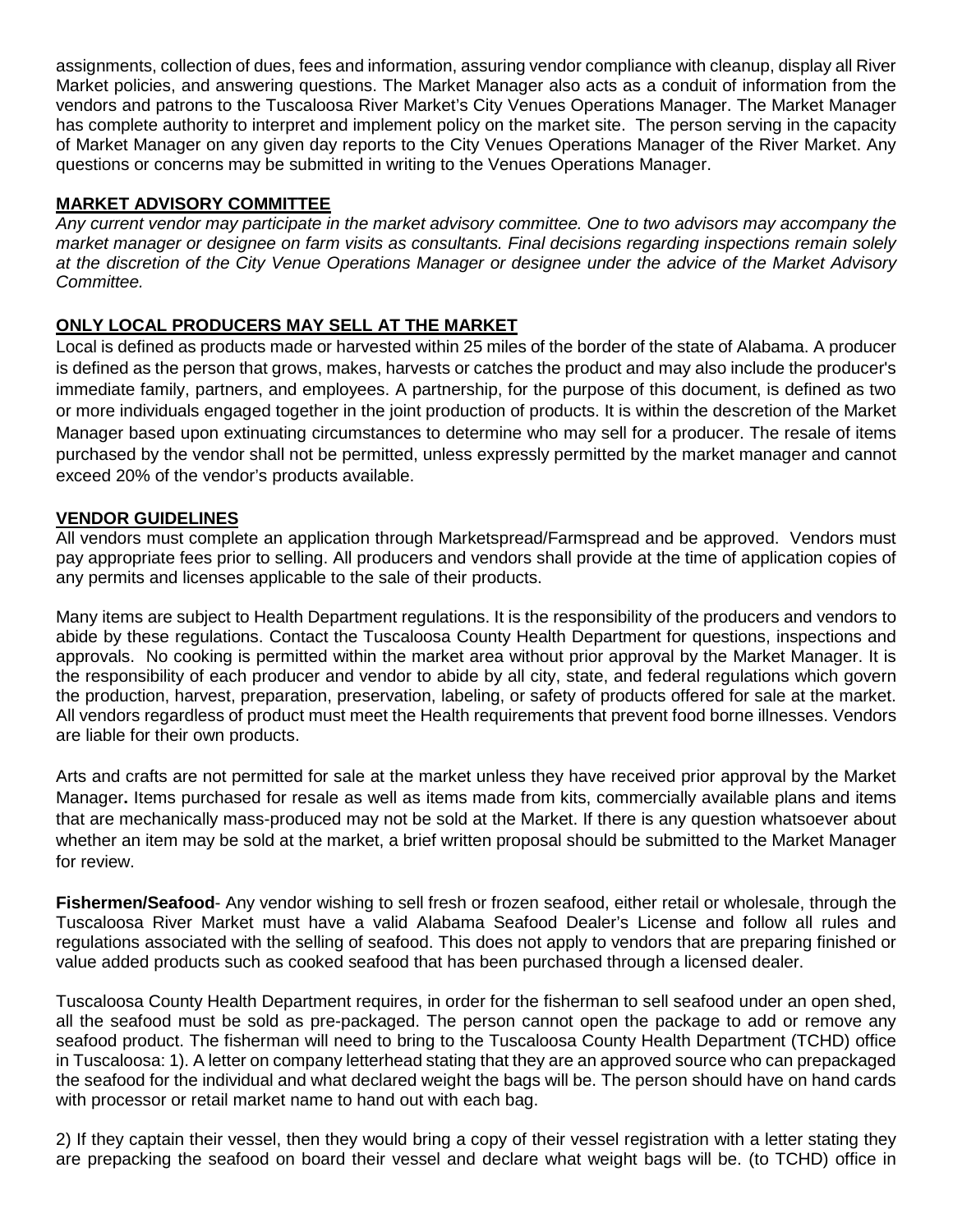assignments, collection of dues, fees and information, assuring vendor compliance with cleanup, display all River Market policies, and answering questions. The Market Manager also acts as a conduit of information from the vendors and patrons to the Tuscaloosa River Market's City Venues Operations Manager. The Market Manager has complete authority to interpret and implement policy on the market site. The person serving in the capacity of Market Manager on any given day reports to the City Venues Operations Manager of the River Market. Any questions or concerns may be submitted in writing to the Venues Operations Manager.

## MARKET ADVISORY COMMITTEE

*Any current vendor may participate in the market advisory committee. One to two advisors may accompany the market manager or designee on farm visits as consultants. Final decisions regarding inspections remain solely at the discretion of the City Venue Operations Manager or designee under the advice of the Market Advisory Committee.*

## ONLY LOCAL PRODUCERS MAY SELL AT THE MARKET

Local is defined as products made or harvested within 25 miles of the border of the state of Alabama. A producer is defined as the person that grows, makes, harvests or catches the product and may also include the producer's immediate family, partners, and employees. A partnership, for the purpose of this document, is defined as two or more individuals engaged together in the joint production of products. It is within the descretion of the Market Manager based upon extinuating circumstances to determine who may sell for a producer. The resale of items purchased by the vendor shall not be permitted, unless expressly permitted by the market manager and cannot exceed 20% of the vendor's products available.

## VENDOR GUIDELINES

All vendors must complete an application through Marketspread/Farmspread and be approved. Vendors must pay appropriate fees prior to selling. All producers and vendors shall provide at the time of application copies of any permits and licenses applicable to the sale of their products.

Many items are subject to Health Department regulations. It is the responsibility of the producers and vendors to abide by these regulations. Contact the Tuscaloosa County Health Department for questions, inspections and approvals. No cooking is permitted within the market area without prior approval by the Market Manager. It is the responsibility of each producer and vendor to abide by all city, state, and federal regulations which govern the production, harvest, preparation, preservation, labeling, or safety of products offered for sale at the market. All vendors regardless of product must meet the Health requirements that prevent food borne illnesses. Vendors are liable for their own products.

Arts and crafts are not permitted for sale at the market unless they have received prior approval by the Market Manager**.** Items purchased for resale as well as items made from kits, commercially available plans and items that are mechanically mass-produced may not be sold at the Market. If there is any question whatsoever about whether an item may be sold at the market, a brief written proposal should be submitted to the Market Manager for review.

**Fishermen/Seafood**- Any vendor wishing to sell fresh or frozen seafood, either retail or wholesale, through the Tuscaloosa River Market must have a valid Alabama Seafood Dealer's License and follow all rules and regulations associated with the selling of seafood. This does not apply to vendors that are preparing finished or value added products such as cooked seafood that has been purchased through a licensed dealer.

Tuscaloosa County Health Department requires, in order for the fisherman to sell seafood under an open shed, all the seafood must be sold as pre-packaged. The person cannot open the package to add or remove any seafood product. The fisherman will need to bring to the Tuscaloosa County Health Department (TCHD) office in Tuscaloosa: 1). A letter on company letterhead stating that they are an approved source who can prepackaged the seafood for the individual and what declared weight the bags will be. The person should have on hand cards with processor or retail market name to hand out with each bag.

2) If they captain their vessel, then they would bring a copy of their vessel registration with a letter stating they are prepacking the seafood on board their vessel and declare what weight bags will be. (to TCHD) office in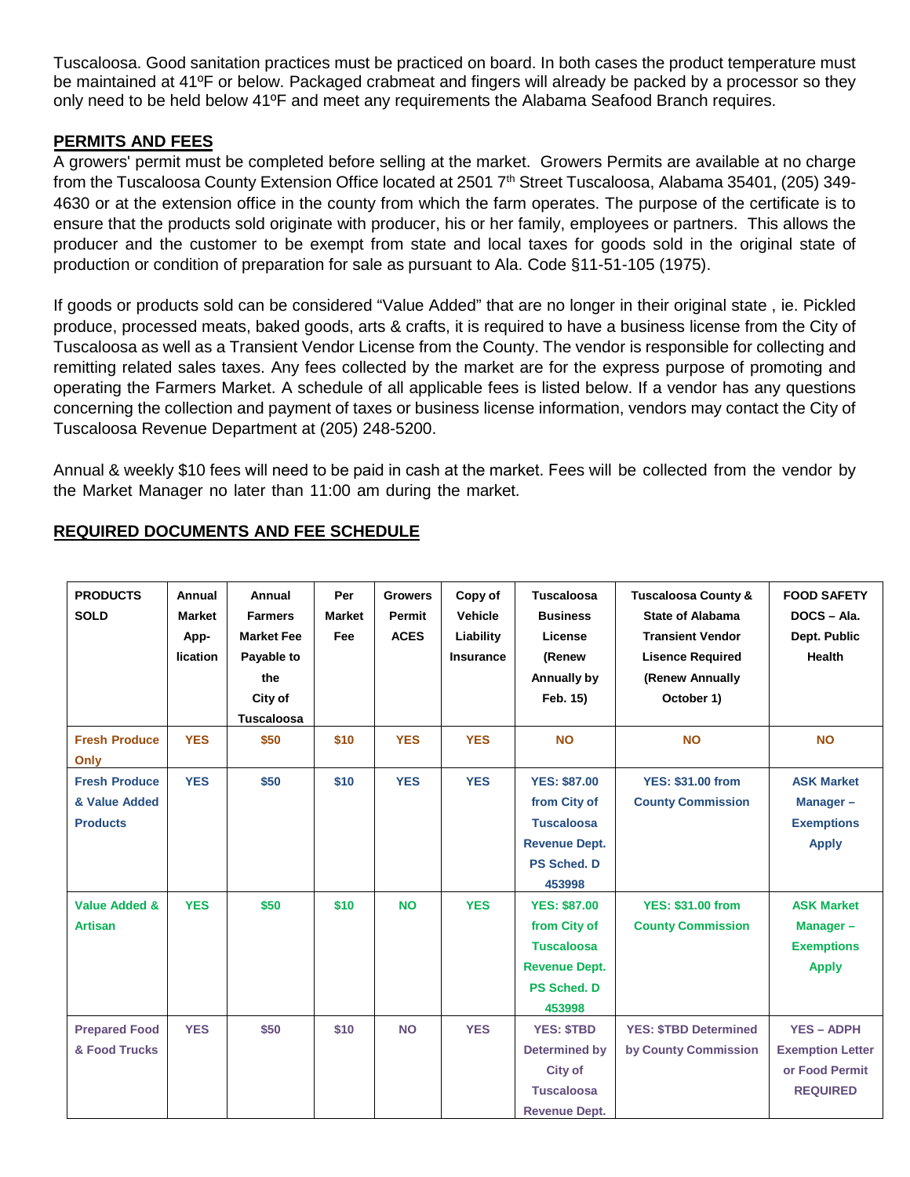Tuscaloosa. Good sanitation practices must be practiced on board. In both cases the product temperature must be maintained at 41ºF or below. Packaged crabmeat and fingers will already be packed by a processor so they only need to be held below 41ºF and meet any requirements the Alabama Seafood Branch requires.

## PERMITS AND FEES

A growers' permit must be completed before selling at the market. Growers Permits are available at no charge from the Tuscaloosa County Extension Office located at 2501 7th Street Tuscaloosa, Alabama 35401, (205) 349-4630 or at the extension office in the county from which the farm operates. The purpose of the certificate is to ensure that the products sold originate with producer, his or her family, employees or partners. This allows the producer and the customer to be exempt from state and local taxes for goods sold in the original state of production or condition of preparation for sale as pursuant to Ala. Code §11-51-105 (1975).

If goods or products sold can be considered "Value Added" that are no longer in their original state , ie. Pickled produce, processed meats, baked goods, arts & crafts, it is required to have a business license from the City of Tuscaloosa as well as a Transient Vendor License from the County. The vendor is responsible for collecting and remitting related sales taxes. Any fees collected by the market are for the express purpose of promoting and operating the Farmers Market. A schedule of all applicable fees is listed below. If a vendor has any questions concerning the collection and payment of taxes or business license information, vendors may contact the City of Tuscaloosa Revenue Department at (205) 248-5200.

Annual & weekly $10 fees will need to be paid in cash at the market. Fees will be collected from the vendor by the Market Manager no later than 11:00 am during the market.

## REQUIRED DOCUMENTS AND FEE SCHEDULE

| PRODUCTS SOLD | Annual Market App-lication | Annual Farmers Market Fee Payable to the City of Tuscaloosa | Per Market Fee | Growers Permit ACES | Copy of Vehicle Liability Insurance | Tuscaloosa Business License (Renew Annually by Feb. 15) | Tuscaloosa County & State of Alabama Transient Vendor Lisence Required (Renew Annually October 1) | FOOD SAFETY DOCS – Ala. Dept. Public Health |
|---|---|---|---|---|---|---|---|---|
| Fresh Produce Only | YES | $50 | $10 | YES | YES | NO | NO | NO |
| Fresh Produce & Value Added Products | YES | $50 | $10 | YES | YES | YES: $87.00 from City of Tuscaloosa Revenue Dept. PS Sched. D 453998 | YES: $31.00 from County Commission | ASK Market Manager – Exemptions Apply |
| Value Added & Artisan | YES | $50 | $10 | NO | YES | YES: $87.00 from City of Tuscaloosa Revenue Dept. PS Sched. D 453998 | YES: $31.00 from County Commission | ASK Market Manager – Exemptions Apply |
| Prepared Food & Food Trucks | YES | $50 | $10 | NO | YES | YES: $TBD Determined by City of Tuscaloosa Revenue Dept. | YES: $TBD Determined by County Commission | YES – ADPH Exemption Letter or Food Permit REQUIRED |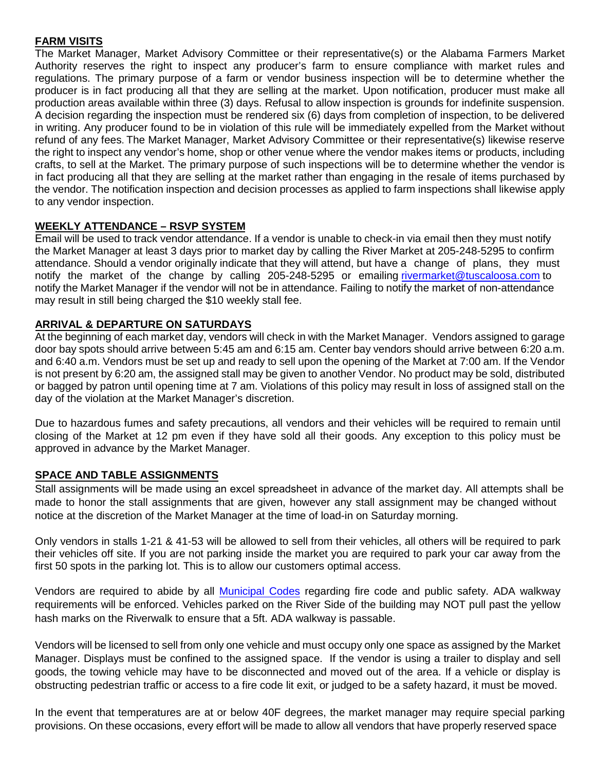## FARM VISITS

The Market Manager, Market Advisory Committee or their representative(s) or the Alabama Farmers Market Authority reserves the right to inspect any producer's farm to ensure compliance with market rules and regulations. The primary purpose of a farm or vendor business inspection will be to determine whether the producer is in fact producing all that they are selling at the market. Upon notification, producer must make all production areas available within three (3) days. Refusal to allow inspection is grounds for indefinite suspension. A decision regarding the inspection must be rendered six (6) days from completion of inspection, to be delivered in writing. Any producer found to be in violation of this rule will be immediately expelled from the Market without refund of any fees. The Market Manager, Market Advisory Committee or their representative(s) likewise reserve the right to inspect any vendor's home, shop or other venue where the vendor makes items or products, including crafts, to sell at the Market. The primary purpose of such inspections will be to determine whether the vendor is in fact producing all that they are selling at the market rather than engaging in the resale of items purchased by the vendor. The notification inspection and decision processes as applied to farm inspections shall likewise apply to any vendor inspection.

## WEEKLY ATTENDANCE – RSVP SYSTEM

Email will be used to track vendor attendance. If a vendor is unable to check-in via email then they must notify the Market Manager at least 3 days prior to market day by calling the River Market at 205-248-5295 to confirm attendance. Should a vendor originally indicate that they will attend, but have a change of plans, they must notify the market of the change by calling 205-248-5295 or emailing rivermarket@tuscaloosa.com to notify the Market Manager if the vendor will not be in attendance. Failing to notify the market of non-attendance may result in still being charged the $10 weekly stall fee.

## ARRIVAL & DEPARTURE ON SATURDAYS

At the beginning of each market day, vendors will check in with the Market Manager. Vendors assigned to garage door bay spots should arrive between 5:45 am and 6:15 am. Center bay vendors should arrive between 6:20 a.m. and 6:40 a.m. Vendors must be set up and ready to sell upon the opening of the Market at 7:00 am. If the Vendor is not present by 6:20 am, the assigned stall may be given to another Vendor. No product may be sold, distributed or bagged by patron until opening time at 7 am. Violations of this policy may result in loss of assigned stall on the day of the violation at the Market Manager's discretion.

Due to hazardous fumes and safety precautions, all vendors and their vehicles will be required to remain until closing of the Market at 12 pm even if they have sold all their goods. Any exception to this policy must be approved in advance by the Market Manager.

## SPACE AND TABLE ASSIGNMENTS

Stall assignments will be made using an excel spreadsheet in advance of the market day. All attempts shall be made to honor the stall assignments that are given, however any stall assignment may be changed without notice at the discretion of the Market Manager at the time of load-in on Saturday morning.

Only vendors in stalls 1-21 & 41-53 will be allowed to sell from their vehicles, all others will be required to park their vehicles off site. If you are not parking inside the market you are required to park your car away from the first 50 spots in the parking lot. This is to allow our customers optimal access.

Vendors are required to abide by all Municipal Codes regarding fire code and public safety. ADA walkway requirements will be enforced. Vehicles parked on the River Side of the building may NOT pull past the yellow hash marks on the Riverwalk to ensure that a 5ft. ADA walkway is passable.

Vendors will be licensed to sell from only one vehicle and must occupy only one space as assigned by the Market Manager. Displays must be confined to the assigned space. If the vendor is using a trailer to display and sell goods, the towing vehicle may have to be disconnected and moved out of the area. If a vehicle or display is obstructing pedestrian traffic or access to a fire code lit exit, or judged to be a safety hazard, it must be moved.

In the event that temperatures are at or below 40F degrees, the market manager may require special parking provisions. On these occasions, every effort will be made to allow all vendors that have properly reserved space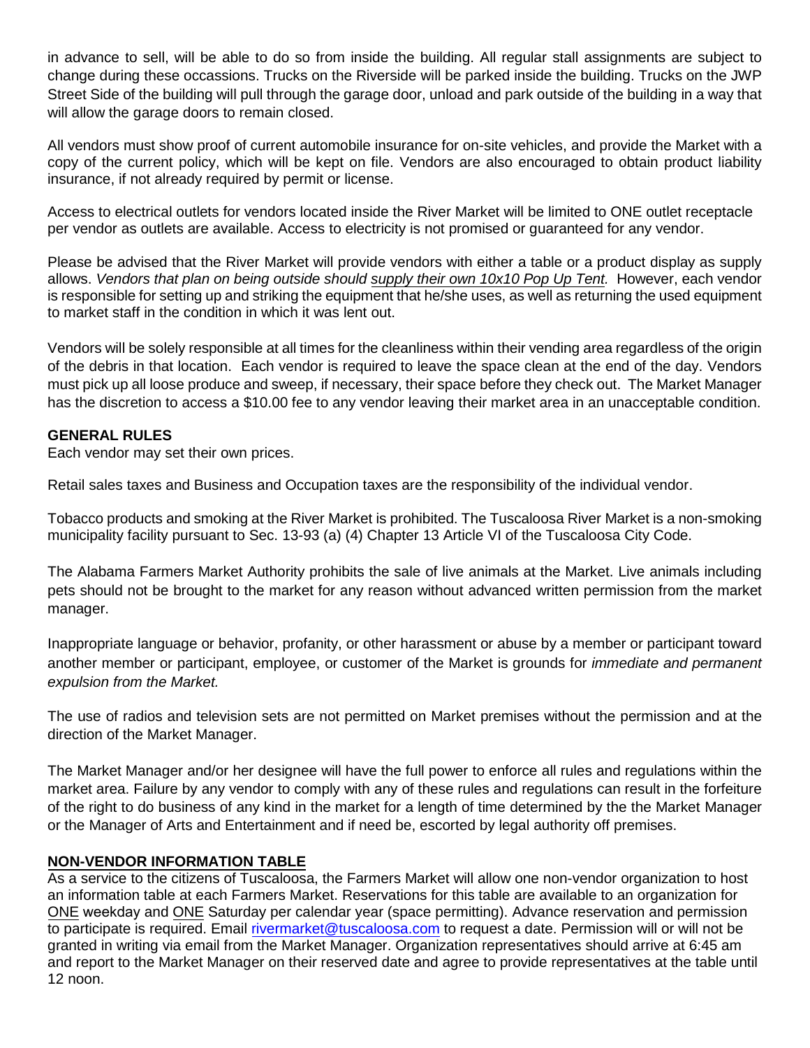in advance to sell, will be able to do so from inside the building. All regular stall assignments are subject to change during these occassions. Trucks on the Riverside will be parked inside the building. Trucks on the JWP Street Side of the building will pull through the garage door, unload and park outside of the building in a way that will allow the garage doors to remain closed.

All vendors must show proof of current automobile insurance for on-site vehicles, and provide the Market with a copy of the current policy, which will be kept on file. Vendors are also encouraged to obtain product liability insurance, if not already required by permit or license.

Access to electrical outlets for vendors located inside the River Market will be limited to ONE outlet receptacle per vendor as outlets are available. Access to electricity is not promised or guaranteed for any vendor.

Please be advised that the River Market will provide vendors with either a table or a product display as supply allows. *Vendors that plan on being outside should supply their own 10x10 Pop Up Tent.* However, each vendor is responsible for setting up and striking the equipment that he/she uses, as well as returning the used equipment to market staff in the condition in which it was lent out.

Vendors will be solely responsible at all times for the cleanliness within their vending area regardless of the origin of the debris in that location. Each vendor is required to leave the space clean at the end of the day. Vendors must pick up all loose produce and sweep, if necessary, their space before they check out. The Market Manager has the discretion to access a $10.00 fee to any vendor leaving their market area in an unacceptable condition.

**GENERAL RULES**

Each vendor may set their own prices.

Retail sales taxes and Business and Occupation taxes are the responsibility of the individual vendor.

Tobacco products and smoking at the River Market is prohibited. The Tuscaloosa River Market is a non-smoking municipality facility pursuant to Sec. 13-93 (a) (4) Chapter 13 Article VI of the Tuscaloosa City Code.

The Alabama Farmers Market Authority prohibits the sale of live animals at the Market. Live animals including pets should not be brought to the market for any reason without advanced written permission from the market manager.

Inappropriate language or behavior, profanity, or other harassment or abuse by a member or participant toward another member or participant, employee, or customer of the Market is grounds for *immediate and permanent expulsion from the Market.*

The use of radios and television sets are not permitted on Market premises without the permission and at the direction of the Market Manager.

The Market Manager and/or her designee will have the full power to enforce all rules and regulations within the market area. Failure by any vendor to comply with any of these rules and regulations can result in the forfeiture of the right to do business of any kind in the market for a length of time determined by the the Market Manager or the Manager of Arts and Entertainment and if need be, escorted by legal authority off premises.

**NON-VENDOR INFORMATION TABLE**

As a service to the citizens of Tuscaloosa, the Farmers Market will allow one non-vendor organization to host an information table at each Farmers Market. Reservations for this table are available to an organization for ONE weekday and ONE Saturday per calendar year (space permitting). Advance reservation and permission to participate is required. Email rivermarket@tuscaloosa.com to request a date. Permission will or will not be granted in writing via email from the Market Manager. Organization representatives should arrive at 6:45 am and report to the Market Manager on their reserved date and agree to provide representatives at the table until 12 noon.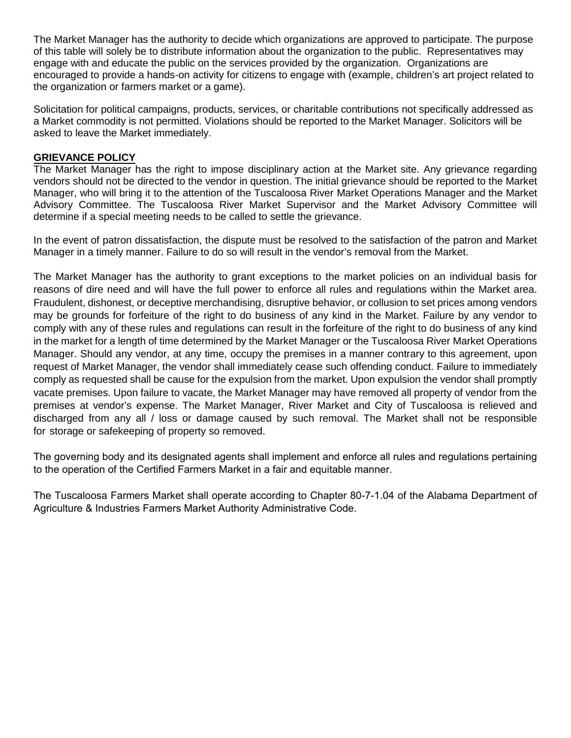The Market Manager has the authority to decide which organizations are approved to participate. The purpose of this table will solely be to distribute information about the organization to the public. Representatives may engage with and educate the public on the services provided by the organization. Organizations are encouraged to provide a hands-on activity for citizens to engage with (example, children's art project related to the organization or farmers market or a game).

Solicitation for political campaigns, products, services, or charitable contributions not specifically addressed as a Market commodity is not permitted. Violations should be reported to the Market Manager. Solicitors will be asked to leave the Market immediately.

## GRIEVANCE POLICY

The Market Manager has the right to impose disciplinary action at the Market site. Any grievance regarding vendors should not be directed to the vendor in question. The initial grievance should be reported to the Market Manager, who will bring it to the attention of the Tuscaloosa River Market Operations Manager and the Market Advisory Committee. The Tuscaloosa River Market Supervisor and the Market Advisory Committee will determine if a special meeting needs to be called to settle the grievance.

In the event of patron dissatisfaction, the dispute must be resolved to the satisfaction of the patron and Market Manager in a timely manner. Failure to do so will result in the vendor's removal from the Market.

The Market Manager has the authority to grant exceptions to the market policies on an individual basis for reasons of dire need and will have the full power to enforce all rules and regulations within the Market area. Fraudulent, dishonest, or deceptive merchandising, disruptive behavior, or collusion to set prices among vendors may be grounds for forfeiture of the right to do business of any kind in the Market. Failure by any vendor to comply with any of these rules and regulations can result in the forfeiture of the right to do business of any kind in the market for a length of time determined by the Market Manager or the Tuscaloosa River Market Operations Manager. Should any vendor, at any time, occupy the premises in a manner contrary to this agreement, upon request of Market Manager, the vendor shall immediately cease such offending conduct. Failure to immediately comply as requested shall be cause for the expulsion from the market. Upon expulsion the vendor shall promptly vacate premises. Upon failure to vacate, the Market Manager may have removed all property of vendor from the premises at vendor's expense. The Market Manager, River Market and City of Tuscaloosa is relieved and discharged from any all / loss or damage caused by such removal. The Market shall not be responsible for storage or safekeeping of property so removed.

The governing body and its designated agents shall implement and enforce all rules and regulations pertaining to the operation of the Certified Farmers Market in a fair and equitable manner.

The Tuscaloosa Farmers Market shall operate according to Chapter 80-7-1.04 of the Alabama Department of Agriculture & Industries Farmers Market Authority Administrative Code.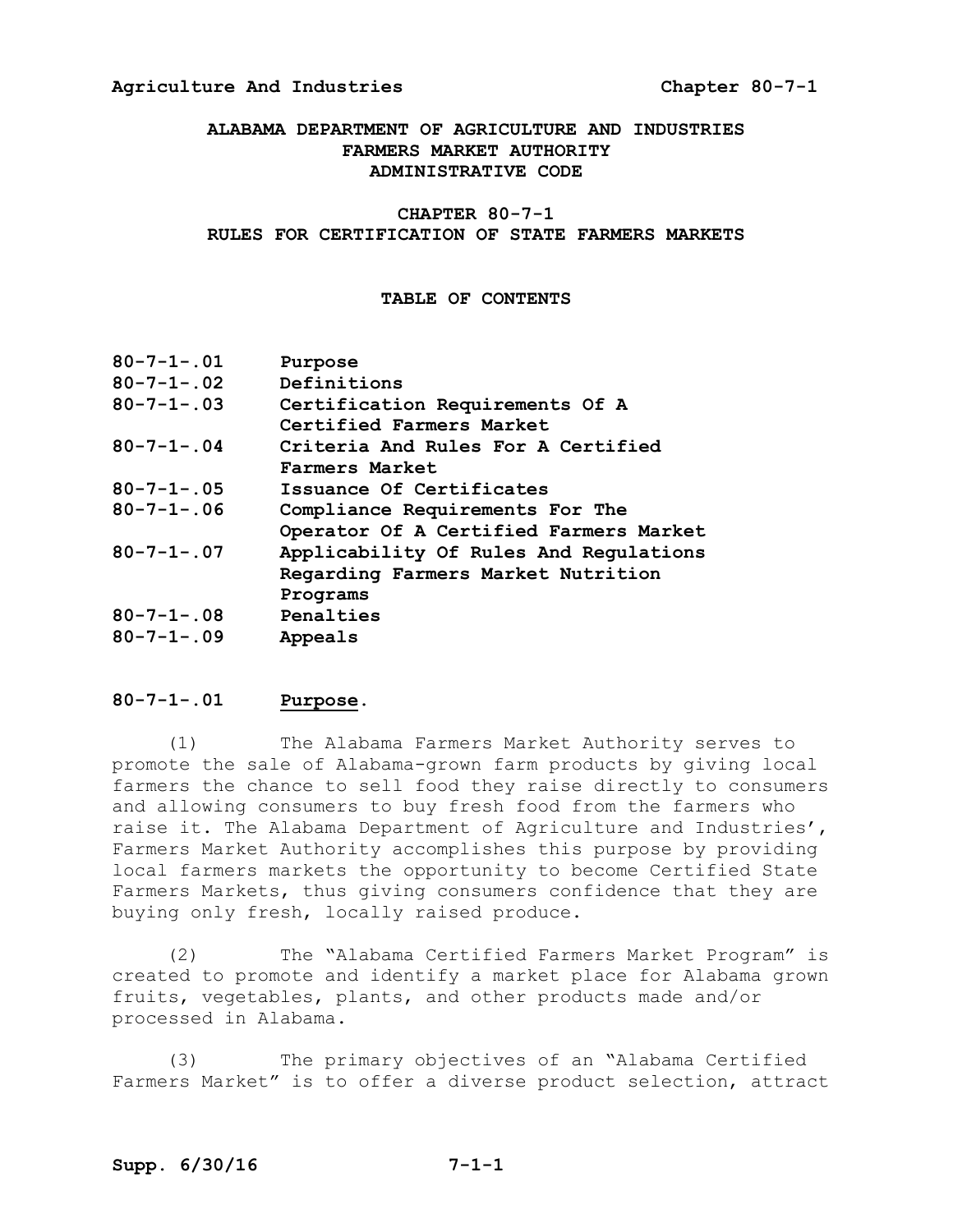**ALABAMA DEPARTMENT OF AGRICULTURE AND INDUSTRIES**
**FARMERS MARKET AUTHORITY**
**ADMINISTRATIVE CODE**

# CHAPTER 80-7-1
# RULES FOR CERTIFICATION OF STATE FARMERS MARKETS

## TABLE OF CONTENTS

| | |
|---|---|
| **80-7-1-.01** | **Purpose** |
| **80-7-1-.02** | **Definitions** |
| **80-7-1-.03** | **Certification Requirements Of A Certified Farmers Market** |
| **80-7-1-.04** | **Criteria And Rules For A Certified Farmers Market** |
| **80-7-1-.05** | **Issuance Of Certificates** |
| **80-7-1-.06** | **Compliance Requirements For The Operator Of A Certified Farmers Market** |
| **80-7-1-.07** | **Applicability Of Rules And Regulations Regarding Farmers Market Nutrition Programs** |
| **80-7-1-.08** | **Penalties** |
| **80-7-1-.09** | **Appeals** |

### 80-7-1-.01 Purpose.

(1) The Alabama Farmers Market Authority serves to promote the sale of Alabama-grown farm products by giving local farmers the chance to sell food they raise directly to consumers and allowing consumers to buy fresh food from the farmers who raise it. The Alabama Department of Agriculture and Industries', Farmers Market Authority accomplishes this purpose by providing local farmers markets the opportunity to become Certified State Farmers Markets, thus giving consumers confidence that they are buying only fresh, locally raised produce.

(2) The "Alabama Certified Farmers Market Program" is created to promote and identify a market place for Alabama grown fruits, vegetables, plants, and other products made and/or processed in Alabama.

(3) The primary objectives of an "Alabama Certified Farmers Market" is to offer a diverse product selection, attract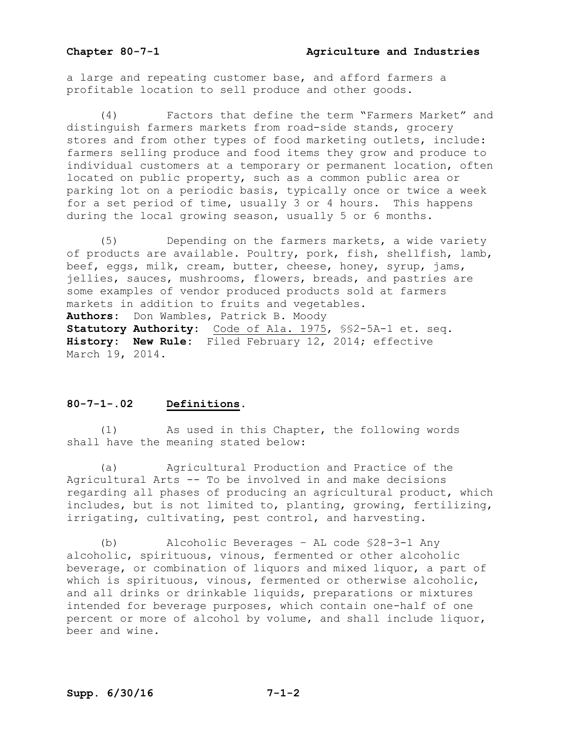a large and repeating customer base, and afford farmers a profitable location to sell produce and other goods.

(4) Factors that define the term "Farmers Market" and distinguish farmers markets from road-side stands, grocery stores and from other types of food marketing outlets, include: farmers selling produce and food items they grow and produce to individual customers at a temporary or permanent location, often located on public property, such as a common public area or parking lot on a periodic basis, typically once or twice a week for a set period of time, usually 3 or 4 hours. This happens during the local growing season, usually 5 or 6 months.

(5) Depending on the farmers markets, a wide variety of products are available. Poultry, pork, fish, shellfish, lamb, beef, eggs, milk, cream, butter, cheese, honey, syrup, jams, jellies, sauces, mushrooms, flowers, breads, and pastries are some examples of vendor produced products sold at farmers markets in addition to fruits and vegetables.

**Authors:** Don Wambles, Patrick B. Moody

**Statutory Authority:** Code of Ala. 1975, §§2-5A-1 et. seq.

**History:** **New Rule:** Filed February 12, 2014; effective March 19, 2014.

## 80-7-1-.02 Definitions.

(1) As used in this Chapter, the following words shall have the meaning stated below:

(a) Agricultural Production and Practice of the Agricultural Arts -- To be involved in and make decisions regarding all phases of producing an agricultural product, which includes, but is not limited to, planting, growing, fertilizing, irrigating, cultivating, pest control, and harvesting.

(b) Alcoholic Beverages – AL code §28-3-1 Any alcoholic, spirituous, vinous, fermented or other alcoholic beverage, or combination of liquors and mixed liquor, a part of which is spirituous, vinous, fermented or otherwise alcoholic, and all drinks or drinkable liquids, preparations or mixtures intended for beverage purposes, which contain one-half of one percent or more of alcohol by volume, and shall include liquor, beer and wine.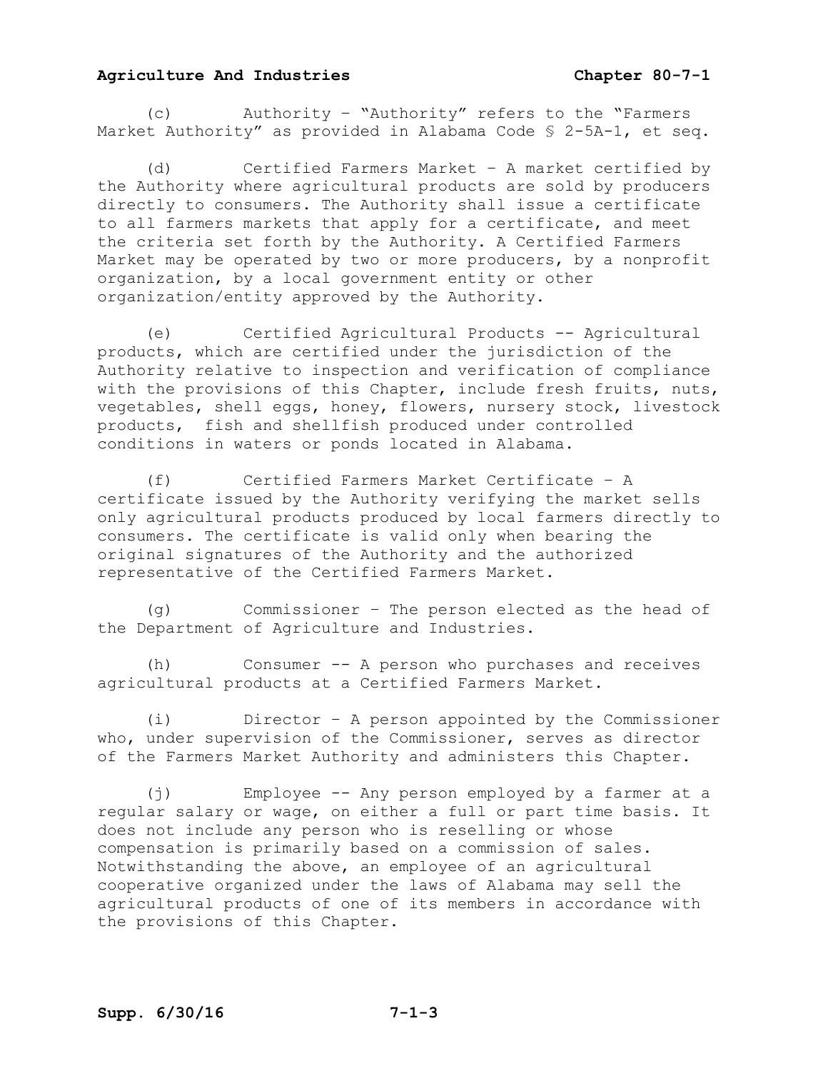(c) Authority – "Authority" refers to the "Farmers Market Authority" as provided in Alabama Code § 2-5A-1, et seq.

(d) Certified Farmers Market – A market certified by the Authority where agricultural products are sold by producers directly to consumers. The Authority shall issue a certificate to all farmers markets that apply for a certificate, and meet the criteria set forth by the Authority. A Certified Farmers Market may be operated by two or more producers, by a nonprofit organization, by a local government entity or other organization/entity approved by the Authority.

(e) Certified Agricultural Products -- Agricultural products, which are certified under the jurisdiction of the Authority relative to inspection and verification of compliance with the provisions of this Chapter, include fresh fruits, nuts, vegetables, shell eggs, honey, flowers, nursery stock, livestock products, fish and shellfish produced under controlled conditions in waters or ponds located in Alabama.

(f) Certified Farmers Market Certificate – A certificate issued by the Authority verifying the market sells only agricultural products produced by local farmers directly to consumers. The certificate is valid only when bearing the original signatures of the Authority and the authorized representative of the Certified Farmers Market.

(g) Commissioner – The person elected as the head of the Department of Agriculture and Industries.

(h) Consumer -- A person who purchases and receives agricultural products at a Certified Farmers Market.

(i) Director – A person appointed by the Commissioner who, under supervision of the Commissioner, serves as director of the Farmers Market Authority and administers this Chapter.

(j) Employee -- Any person employed by a farmer at a regular salary or wage, on either a full or part time basis. It does not include any person who is reselling or whose compensation is primarily based on a commission of sales. Notwithstanding the above, an employee of an agricultural cooperative organized under the laws of Alabama may sell the agricultural products of one of its members in accordance with the provisions of this Chapter.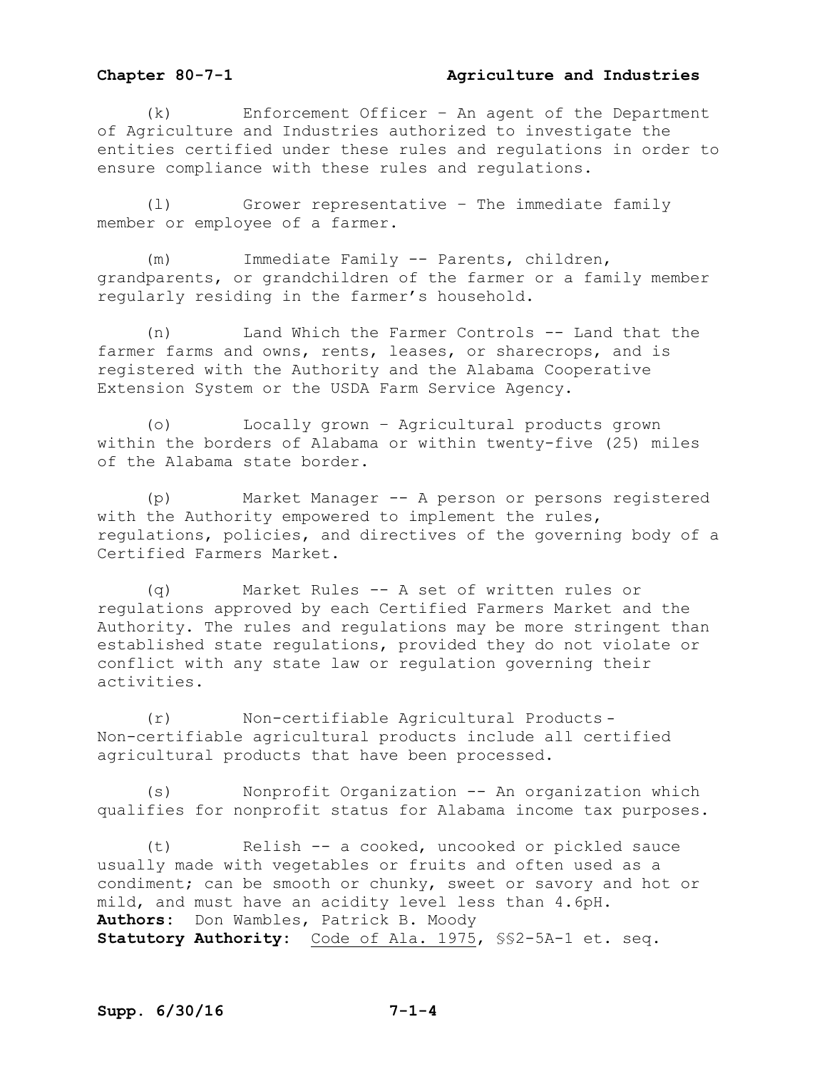(k) Enforcement Officer – An agent of the Department of Agriculture and Industries authorized to investigate the entities certified under these rules and regulations in order to ensure compliance with these rules and regulations.

(l) Grower representative – The immediate family member or employee of a farmer.

(m) Immediate Family -- Parents, children, grandparents, or grandchildren of the farmer or a family member regularly residing in the farmer's household.

(n) Land Which the Farmer Controls -- Land that the farmer farms and owns, rents, leases, or sharecrops, and is registered with the Authority and the Alabama Cooperative Extension System or the USDA Farm Service Agency.

(o) Locally grown – Agricultural products grown within the borders of Alabama or within twenty-five (25) miles of the Alabama state border.

(p) Market Manager -- A person or persons registered with the Authority empowered to implement the rules, regulations, policies, and directives of the governing body of a Certified Farmers Market.

(q) Market Rules -- A set of written rules or regulations approved by each Certified Farmers Market and the Authority. The rules and regulations may be more stringent than established state regulations, provided they do not violate or conflict with any state law or regulation governing their activities.

(r) Non-certifiable Agricultural Products - Non-certifiable agricultural products include all certified agricultural products that have been processed.

(s) Nonprofit Organization -- An organization which qualifies for nonprofit status for Alabama income tax purposes.

(t) Relish -- a cooked, uncooked or pickled sauce usually made with vegetables or fruits and often used as a condiment; can be smooth or chunky, sweet or savory and hot or mild, and must have an acidity level less than 4.6pH.

**Authors:** Don Wambles, Patrick B. Moody

**Statutory Authority:** Code of Ala. 1975, §§2-5A-1 et. seq.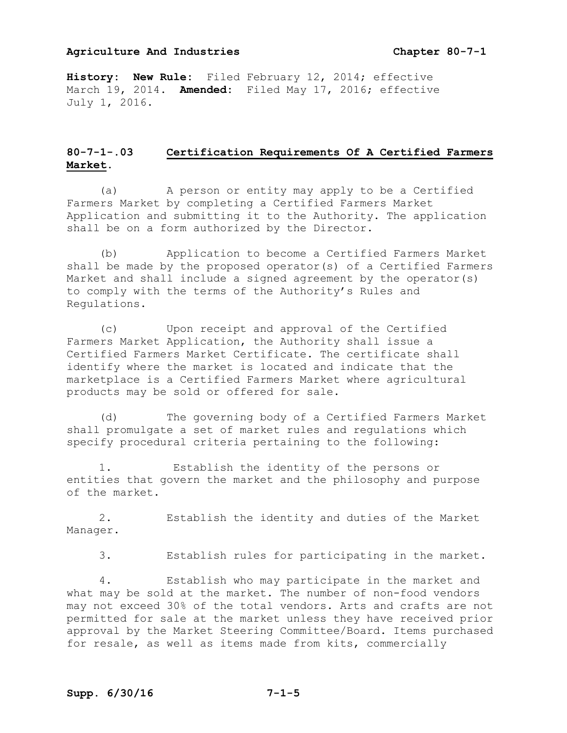**History: New Rule:** Filed February 12, 2014; effective March 19, 2014. **Amended:** Filed May 17, 2016; effective July 1, 2016.

## 80-7-1-.03 Certification Requirements Of A Certified Farmers Market.

(a) A person or entity may apply to be a Certified Farmers Market by completing a Certified Farmers Market Application and submitting it to the Authority. The application shall be on a form authorized by the Director.

(b) Application to become a Certified Farmers Market shall be made by the proposed operator(s) of a Certified Farmers Market and shall include a signed agreement by the operator(s) to comply with the terms of the Authority's Rules and Regulations.

(c) Upon receipt and approval of the Certified Farmers Market Application, the Authority shall issue a Certified Farmers Market Certificate. The certificate shall identify where the market is located and indicate that the marketplace is a Certified Farmers Market where agricultural products may be sold or offered for sale.

(d) The governing body of a Certified Farmers Market shall promulgate a set of market rules and regulations which specify procedural criteria pertaining to the following:

1. Establish the identity of the persons or entities that govern the market and the philosophy and purpose of the market.

2. Establish the identity and duties of the Market Manager.

3. Establish rules for participating in the market.

4. Establish who may participate in the market and what may be sold at the market. The number of non-food vendors may not exceed 30% of the total vendors. Arts and crafts are not permitted for sale at the market unless they have received prior approval by the Market Steering Committee/Board. Items purchased for resale, as well as items made from kits, commercially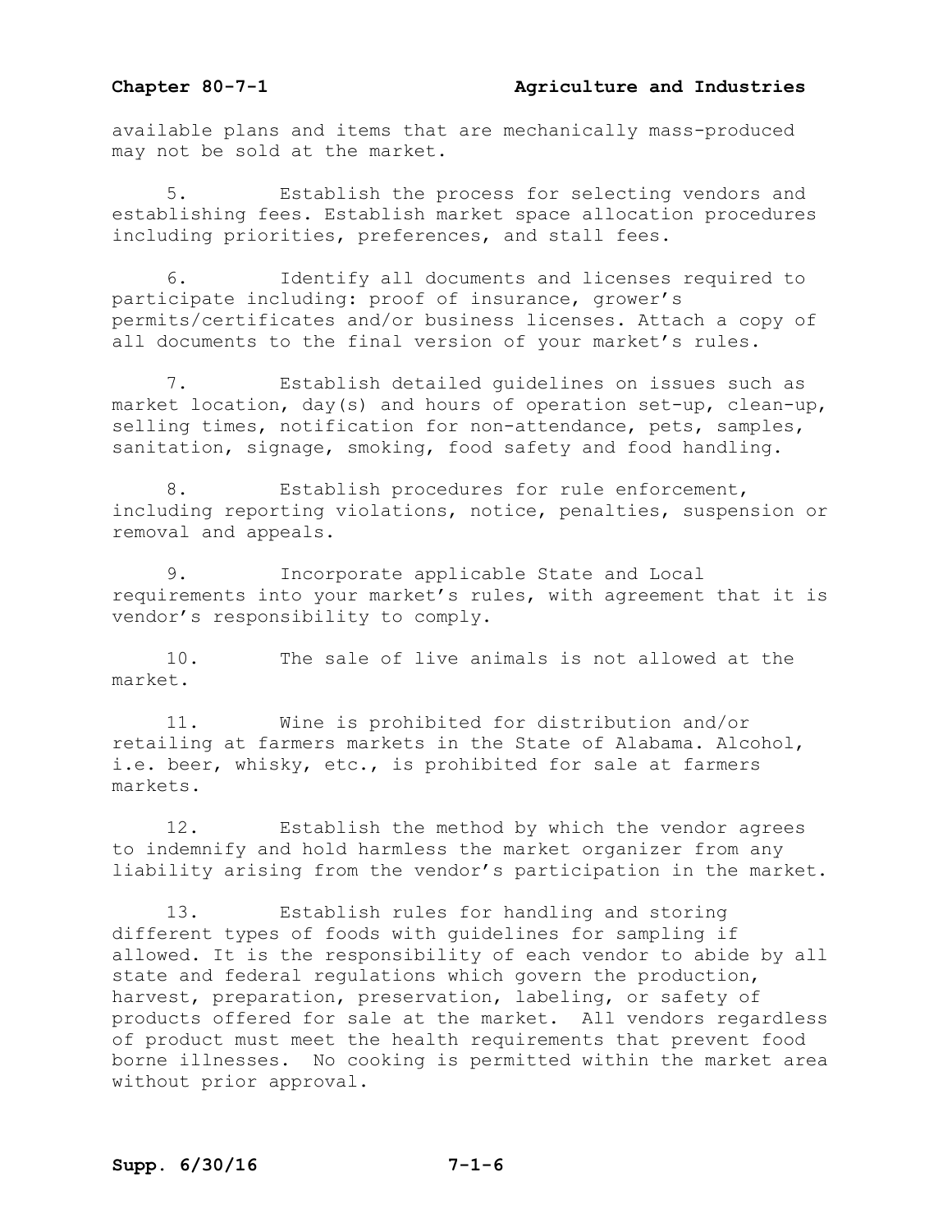available plans and items that are mechanically mass-produced may not be sold at the market.

5. Establish the process for selecting vendors and establishing fees. Establish market space allocation procedures including priorities, preferences, and stall fees.

6. Identify all documents and licenses required to participate including: proof of insurance, grower's permits/certificates and/or business licenses. Attach a copy of all documents to the final version of your market's rules.

7. Establish detailed guidelines on issues such as market location, day(s) and hours of operation set-up, clean-up, selling times, notification for non-attendance, pets, samples, sanitation, signage, smoking, food safety and food handling.

8. Establish procedures for rule enforcement, including reporting violations, notice, penalties, suspension or removal and appeals.

9. Incorporate applicable State and Local requirements into your market's rules, with agreement that it is vendor's responsibility to comply.

10. The sale of live animals is not allowed at the market.

11. Wine is prohibited for distribution and/or retailing at farmers markets in the State of Alabama. Alcohol, i.e. beer, whisky, etc., is prohibited for sale at farmers markets.

12. Establish the method by which the vendor agrees to indemnify and hold harmless the market organizer from any liability arising from the vendor's participation in the market.

13. Establish rules for handling and storing different types of foods with guidelines for sampling if allowed. It is the responsibility of each vendor to abide by all state and federal regulations which govern the production, harvest, preparation, preservation, labeling, or safety of products offered for sale at the market. All vendors regardless of product must meet the health requirements that prevent food borne illnesses. No cooking is permitted within the market area without prior approval.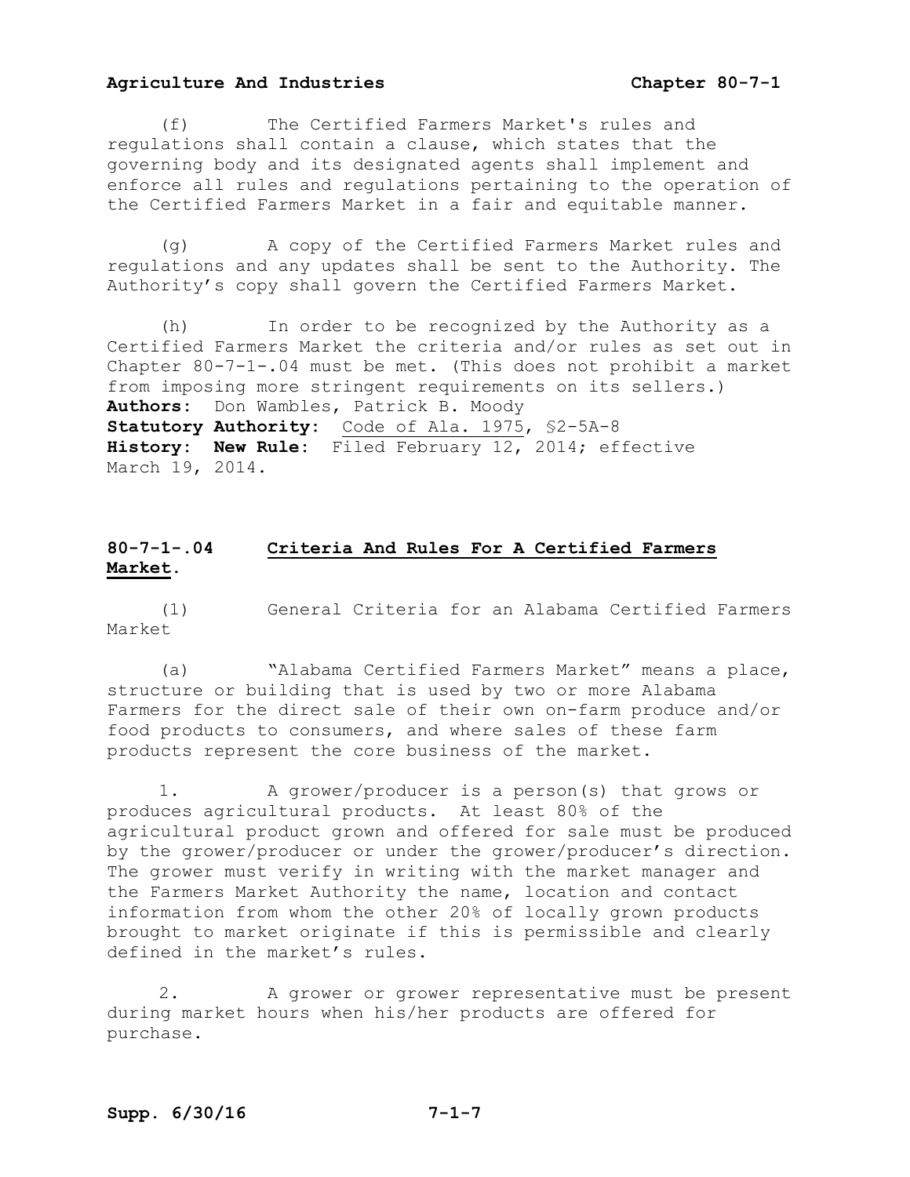(f) The Certified Farmers Market's rules and regulations shall contain a clause, which states that the governing body and its designated agents shall implement and enforce all rules and regulations pertaining to the operation of the Certified Farmers Market in a fair and equitable manner.

(g) A copy of the Certified Farmers Market rules and regulations and any updates shall be sent to the Authority. The Authority's copy shall govern the Certified Farmers Market.

(h) In order to be recognized by the Authority as a Certified Farmers Market the criteria and/or rules as set out in Chapter 80-7-1-.04 must be met. (This does not prohibit a market from imposing more stringent requirements on its sellers.)

**Authors:** Don Wambles, Patrick B. Moody
**Statutory Authority:** Code of Ala. 1975, §2-5A-8
**History: New Rule:** Filed February 12, 2014; effective March 19, 2014.

## 80-7-1-.04 Criteria And Rules For A Certified Farmers Market.

(1) General Criteria for an Alabama Certified Farmers Market

(a) "Alabama Certified Farmers Market" means a place, structure or building that is used by two or more Alabama Farmers for the direct sale of their own on-farm produce and/or food products to consumers, and where sales of these farm products represent the core business of the market.

1. A grower/producer is a person(s) that grows or produces agricultural products. At least 80% of the agricultural product grown and offered for sale must be produced by the grower/producer or under the grower/producer's direction. The grower must verify in writing with the market manager and the Farmers Market Authority the name, location and contact information from whom the other 20% of locally grown products brought to market originate if this is permissible and clearly defined in the market's rules.

2. A grower or grower representative must be present during market hours when his/her products are offered for purchase.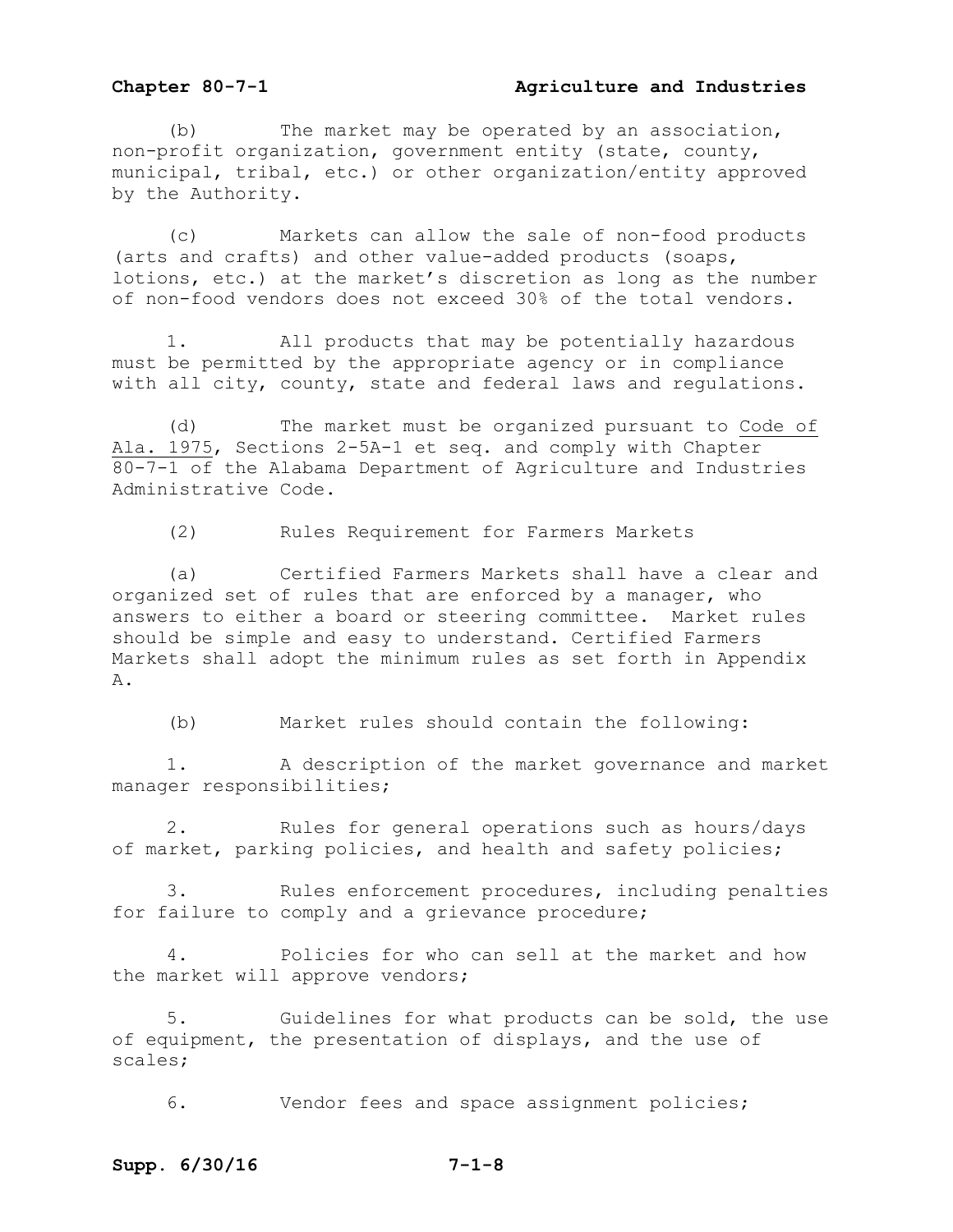(b) The market may be operated by an association, non-profit organization, government entity (state, county, municipal, tribal, etc.) or other organization/entity approved by the Authority.

(c) Markets can allow the sale of non-food products (arts and crafts) and other value-added products (soaps, lotions, etc.) at the market's discretion as long as the number of non-food vendors does not exceed 30% of the total vendors.

1. All products that may be potentially hazardous must be permitted by the appropriate agency or in compliance with all city, county, state and federal laws and regulations.

(d) The market must be organized pursuant to Code of Ala. 1975, Sections 2-5A-1 et seq. and comply with Chapter 80-7-1 of the Alabama Department of Agriculture and Industries Administrative Code.

(2) Rules Requirement for Farmers Markets

(a) Certified Farmers Markets shall have a clear and organized set of rules that are enforced by a manager, who answers to either a board or steering committee. Market rules should be simple and easy to understand. Certified Farmers Markets shall adopt the minimum rules as set forth in Appendix A.

(b) Market rules should contain the following:

1. A description of the market governance and market manager responsibilities;

2. Rules for general operations such as hours/days of market, parking policies, and health and safety policies;

3. Rules enforcement procedures, including penalties for failure to comply and a grievance procedure;

4. Policies for who can sell at the market and how the market will approve vendors;

5. Guidelines for what products can be sold, the use of equipment, the presentation of displays, and the use of scales;

6. Vendor fees and space assignment policies;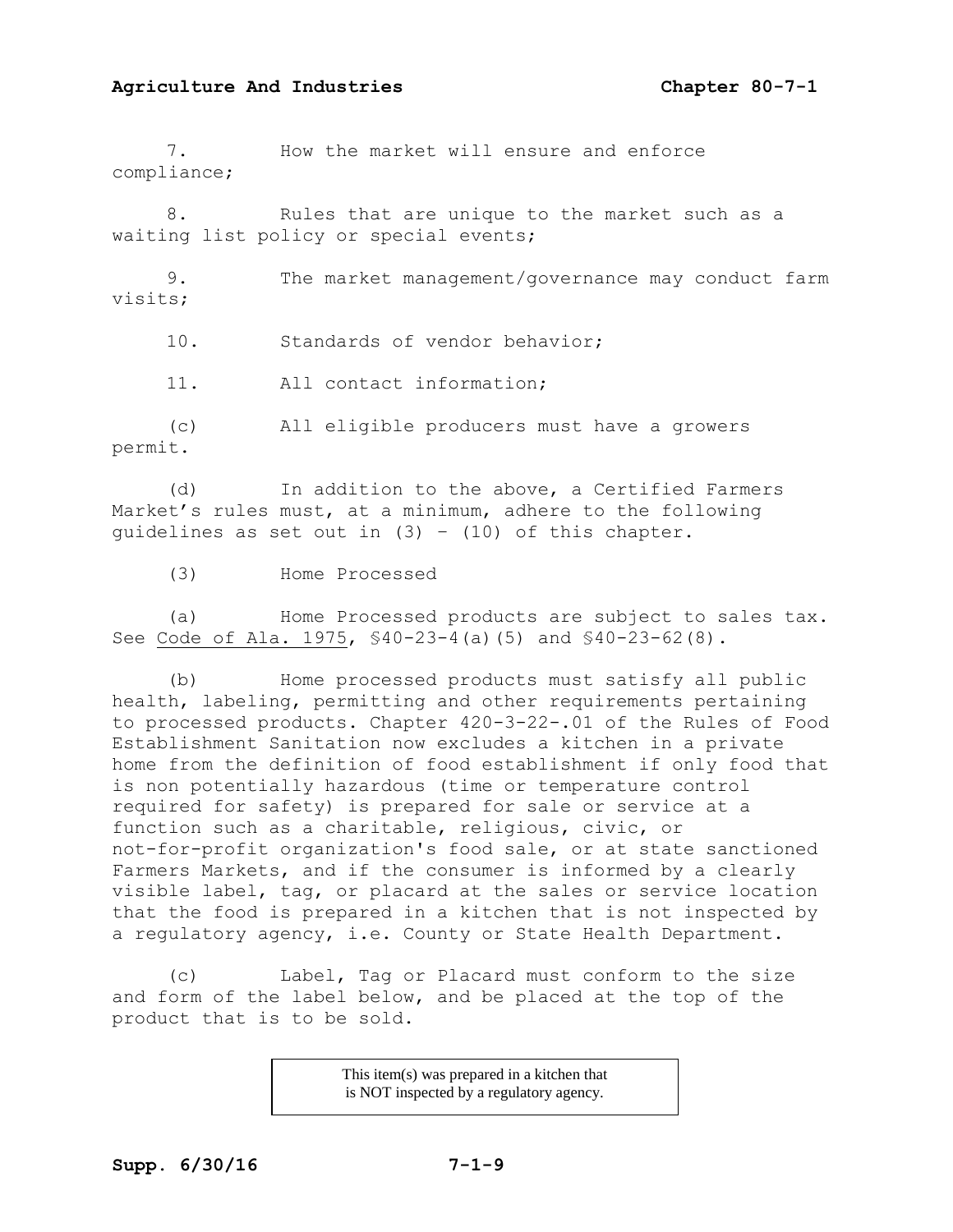7. How the market will ensure and enforce compliance;

8. Rules that are unique to the market such as a waiting list policy or special events;

9. The market management/governance may conduct farm visits;

10. Standards of vendor behavior;

11. All contact information;

(c) All eligible producers must have a growers permit.

(d) In addition to the above, a Certified Farmers Market's rules must, at a minimum, adhere to the following guidelines as set out in (3) – (10) of this chapter.

(3) Home Processed

(a) Home Processed products are subject to sales tax. See Code of Ala. 1975, §40-23-4(a)(5) and §40-23-62(8).

(b) Home processed products must satisfy all public health, labeling, permitting and other requirements pertaining to processed products. Chapter 420-3-22-.01 of the Rules of Food Establishment Sanitation now excludes a kitchen in a private home from the definition of food establishment if only food that is non potentially hazardous (time or temperature control required for safety) is prepared for sale or service at a function such as a charitable, religious, civic, or not-for-profit organization's food sale, or at state sanctioned Farmers Markets, and if the consumer is informed by a clearly visible label, tag, or placard at the sales or service location that the food is prepared in a kitchen that is not inspected by a regulatory agency, i.e. County or State Health Department.

(c) Label, Tag or Placard must conform to the size and form of the label below, and be placed at the top of the product that is to be sold.

| This item(s) was prepared in a kitchen that is NOT inspected by a regulatory agency. |
|---|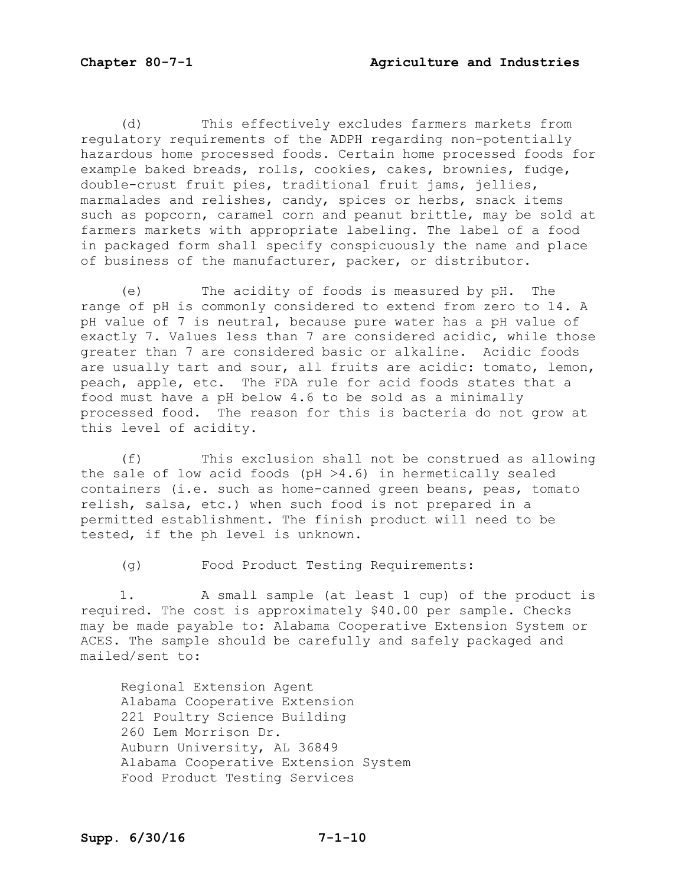(d) This effectively excludes farmers markets from regulatory requirements of the ADPH regarding non-potentially hazardous home processed foods. Certain home processed foods for example baked breads, rolls, cookies, cakes, brownies, fudge, double-crust fruit pies, traditional fruit jams, jellies, marmalades and relishes, candy, spices or herbs, snack items such as popcorn, caramel corn and peanut brittle, may be sold at farmers markets with appropriate labeling. The label of a food in packaged form shall specify conspicuously the name and place of business of the manufacturer, packer, or distributor.

(e) The acidity of foods is measured by pH. The range of pH is commonly considered to extend from zero to 14. A pH value of 7 is neutral, because pure water has a pH value of exactly 7. Values less than 7 are considered acidic, while those greater than 7 are considered basic or alkaline. Acidic foods are usually tart and sour, all fruits are acidic: tomato, lemon, peach, apple, etc. The FDA rule for acid foods states that a food must have a pH below 4.6 to be sold as a minimally processed food. The reason for this is bacteria do not grow at this level of acidity.

(f) This exclusion shall not be construed as allowing the sale of low acid foods (pH >4.6) in hermetically sealed containers (i.e. such as home-canned green beans, peas, tomato relish, salsa, etc.) when such food is not prepared in a permitted establishment. The finish product will need to be tested, if the ph level is unknown.

(g) Food Product Testing Requirements:

1. A small sample (at least 1 cup) of the product is required. The cost is approximately $40.00 per sample. Checks may be made payable to: Alabama Cooperative Extension System or ACES. The sample should be carefully and safely packaged and mailed/sent to:

Regional Extension Agent
Alabama Cooperative Extension
221 Poultry Science Building
260 Lem Morrison Dr.
Auburn University, AL 36849
Alabama Cooperative Extension System
Food Product Testing Services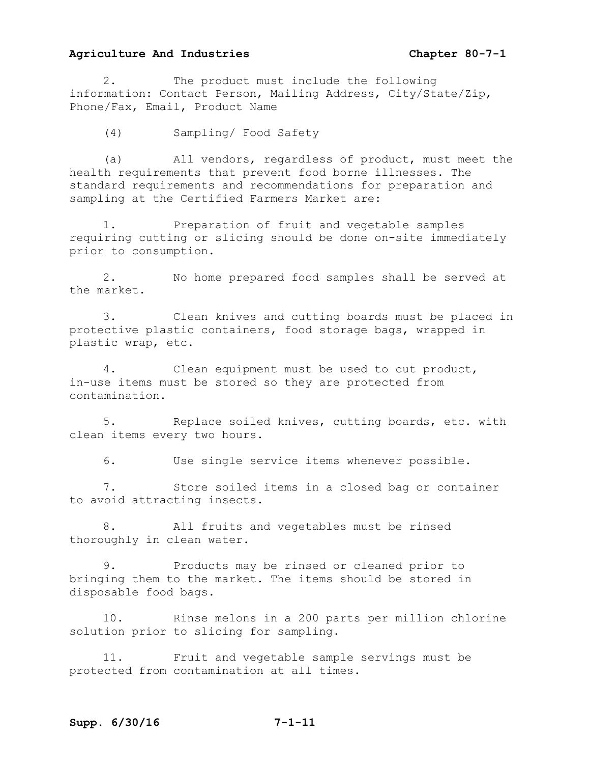2. The product must include the following information: Contact Person, Mailing Address, City/State/Zip, Phone/Fax, Email, Product Name

(4) Sampling/ Food Safety

(a) All vendors, regardless of product, must meet the health requirements that prevent food borne illnesses. The standard requirements and recommendations for preparation and sampling at the Certified Farmers Market are:

1. Preparation of fruit and vegetable samples requiring cutting or slicing should be done on-site immediately prior to consumption.

2. No home prepared food samples shall be served at the market.

3. Clean knives and cutting boards must be placed in protective plastic containers, food storage bags, wrapped in plastic wrap, etc.

4. Clean equipment must be used to cut product, in-use items must be stored so they are protected from contamination.

5. Replace soiled knives, cutting boards, etc. with clean items every two hours.

6. Use single service items whenever possible.

7. Store soiled items in a closed bag or container to avoid attracting insects.

8. All fruits and vegetables must be rinsed thoroughly in clean water.

9. Products may be rinsed or cleaned prior to bringing them to the market. The items should be stored in disposable food bags.

10. Rinse melons in a 200 parts per million chlorine solution prior to slicing for sampling.

11. Fruit and vegetable sample servings must be protected from contamination at all times.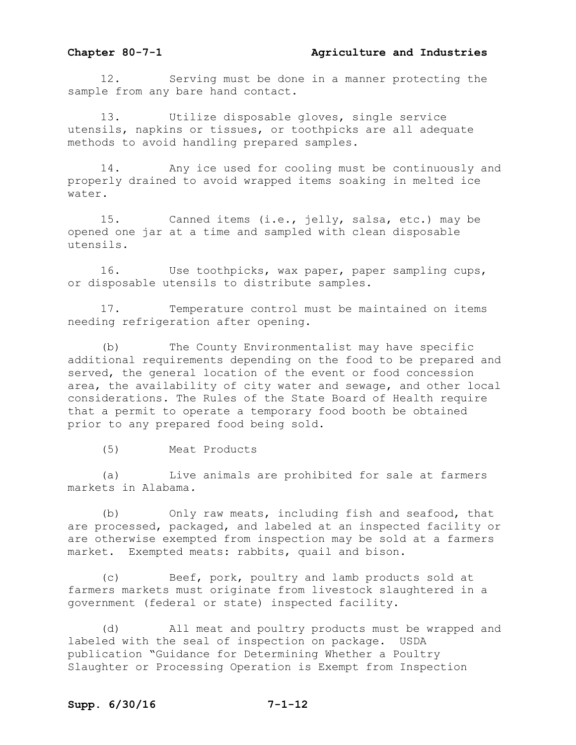12. Serving must be done in a manner protecting the sample from any bare hand contact.

13. Utilize disposable gloves, single service utensils, napkins or tissues, or toothpicks are all adequate methods to avoid handling prepared samples.

14. Any ice used for cooling must be continuously and properly drained to avoid wrapped items soaking in melted ice water.

15. Canned items (i.e., jelly, salsa, etc.) may be opened one jar at a time and sampled with clean disposable utensils.

16. Use toothpicks, wax paper, paper sampling cups, or disposable utensils to distribute samples.

17. Temperature control must be maintained on items needing refrigeration after opening.

(b) The County Environmentalist may have specific additional requirements depending on the food to be prepared and served, the general location of the event or food concession area, the availability of city water and sewage, and other local considerations. The Rules of the State Board of Health require that a permit to operate a temporary food booth be obtained prior to any prepared food being sold.

(5) Meat Products

(a) Live animals are prohibited for sale at farmers markets in Alabama.

(b) Only raw meats, including fish and seafood, that are processed, packaged, and labeled at an inspected facility or are otherwise exempted from inspection may be sold at a farmers market. Exempted meats: rabbits, quail and bison.

(c) Beef, pork, poultry and lamb products sold at farmers markets must originate from livestock slaughtered in a government (federal or state) inspected facility.

(d) All meat and poultry products must be wrapped and labeled with the seal of inspection on package. USDA publication "Guidance for Determining Whether a Poultry Slaughter or Processing Operation is Exempt from Inspection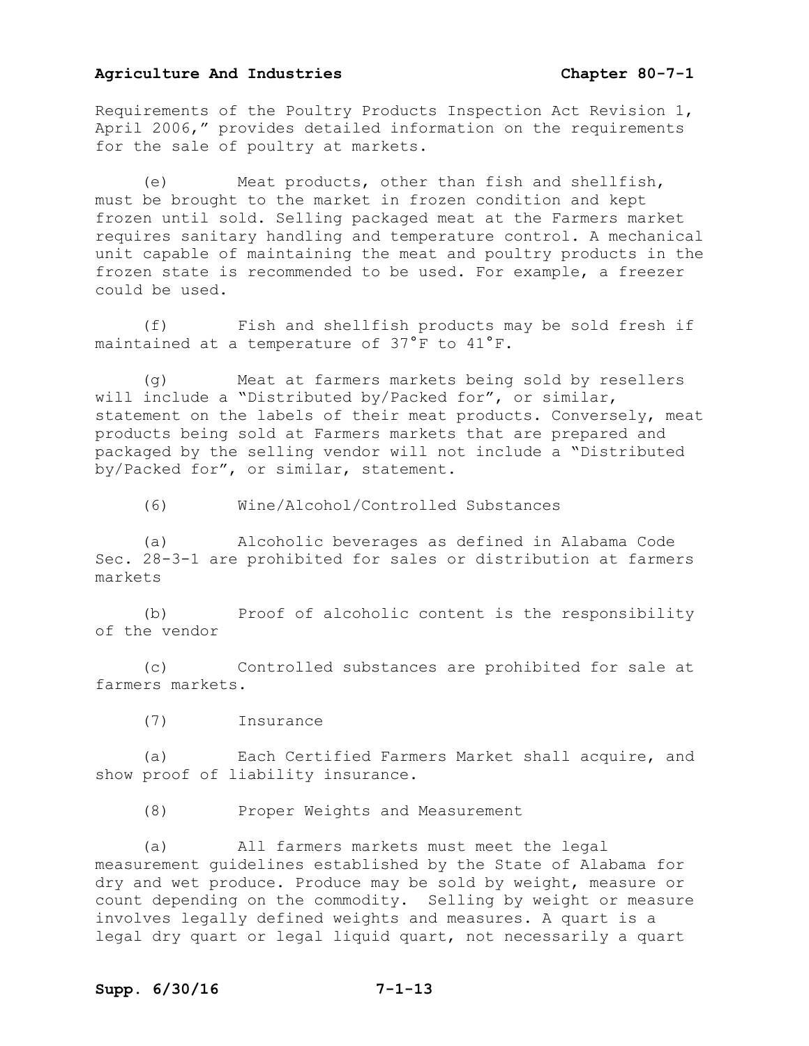Requirements of the Poultry Products Inspection Act Revision 1, April 2006," provides detailed information on the requirements for the sale of poultry at markets.

(e) Meat products, other than fish and shellfish, must be brought to the market in frozen condition and kept frozen until sold. Selling packaged meat at the Farmers market requires sanitary handling and temperature control. A mechanical unit capable of maintaining the meat and poultry products in the frozen state is recommended to be used. For example, a freezer could be used.

(f) Fish and shellfish products may be sold fresh if maintained at a temperature of 37°F to 41°F.

(g) Meat at farmers markets being sold by resellers will include a "Distributed by/Packed for", or similar, statement on the labels of their meat products. Conversely, meat products being sold at Farmers markets that are prepared and packaged by the selling vendor will not include a "Distributed by/Packed for", or similar, statement.

(6) Wine/Alcohol/Controlled Substances

(a) Alcoholic beverages as defined in Alabama Code Sec. 28-3-1 are prohibited for sales or distribution at farmers markets

(b) Proof of alcoholic content is the responsibility of the vendor

(c) Controlled substances are prohibited for sale at farmers markets.

(7) Insurance

(a) Each Certified Farmers Market shall acquire, and show proof of liability insurance.

(8) Proper Weights and Measurement

(a) All farmers markets must meet the legal measurement guidelines established by the State of Alabama for dry and wet produce. Produce may be sold by weight, measure or count depending on the commodity. Selling by weight or measure involves legally defined weights and measures. A quart is a legal dry quart or legal liquid quart, not necessarily a quart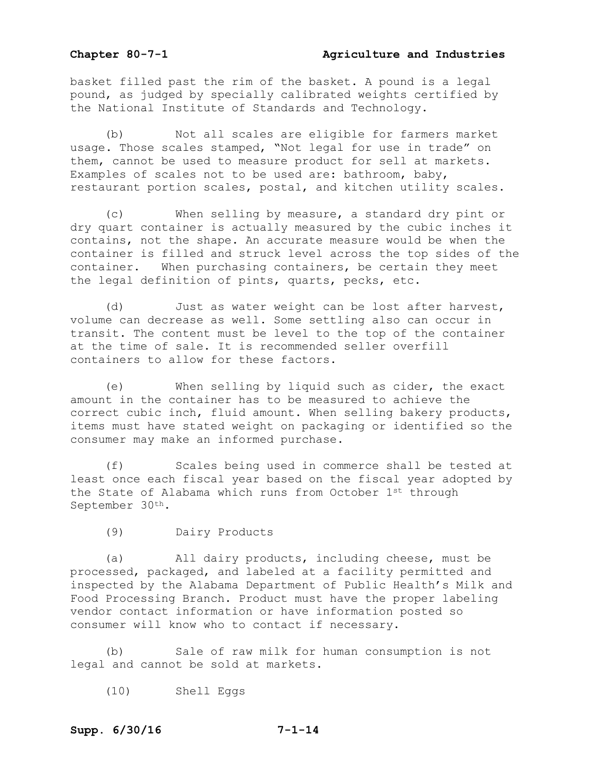basket filled past the rim of the basket. A pound is a legal pound, as judged by specially calibrated weights certified by the National Institute of Standards and Technology.

(b) Not all scales are eligible for farmers market usage. Those scales stamped, "Not legal for use in trade" on them, cannot be used to measure product for sell at markets. Examples of scales not to be used are: bathroom, baby, restaurant portion scales, postal, and kitchen utility scales.

(c) When selling by measure, a standard dry pint or dry quart container is actually measured by the cubic inches it contains, not the shape. An accurate measure would be when the container is filled and struck level across the top sides of the container. When purchasing containers, be certain they meet the legal definition of pints, quarts, pecks, etc.

(d) Just as water weight can be lost after harvest, volume can decrease as well. Some settling also can occur in transit. The content must be level to the top of the container at the time of sale. It is recommended seller overfill containers to allow for these factors.

(e) When selling by liquid such as cider, the exact amount in the container has to be measured to achieve the correct cubic inch, fluid amount. When selling bakery products, items must have stated weight on packaging or identified so the consumer may make an informed purchase.

(f) Scales being used in commerce shall be tested at least once each fiscal year based on the fiscal year adopted by the State of Alabama which runs from October 1st through September 30th.

(9) Dairy Products

(a) All dairy products, including cheese, must be processed, packaged, and labeled at a facility permitted and inspected by the Alabama Department of Public Health's Milk and Food Processing Branch. Product must have the proper labeling vendor contact information or have information posted so consumer will know who to contact if necessary.

(b) Sale of raw milk for human consumption is not legal and cannot be sold at markets.

(10) Shell Eggs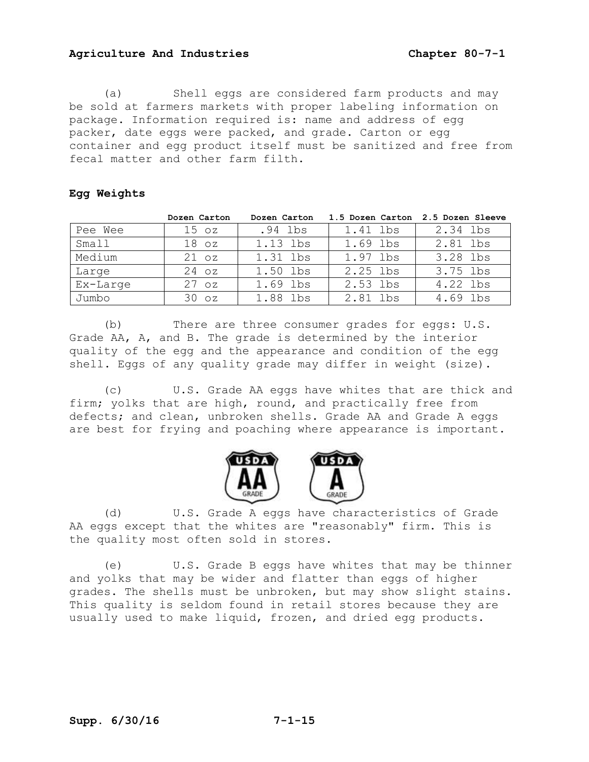(a) Shell eggs are considered farm products and may be sold at farmers markets with proper labeling information on package. Information required is: name and address of egg packer, date eggs were packed, and grade. Carton or egg container and egg product itself must be sanitized and free from fecal matter and other farm filth.

**Egg Weights**

| | Dozen Carton | Dozen Carton | 1.5 Dozen Carton | 2.5 Dozen Sleeve |
|---|---|---|---|---|
| Pee Wee | 15 oz | .94 lbs | 1.41 lbs | 2.34 lbs |
| Small | 18 oz | 1.13 lbs | 1.69 lbs | 2.81 lbs |
| Medium | 21 oz | 1.31 lbs | 1.97 lbs | 3.28 lbs |
| Large | 24 oz | 1.50 lbs | 2.25 lbs | 3.75 lbs |
| Ex-Large | 27 oz | 1.69 lbs | 2.53 lbs | 4.22 lbs |
| Jumbo | 30 oz | 1.88 lbs | 2.81 lbs | 4.69 lbs |

(b) There are three consumer grades for eggs: U.S. Grade AA, A, and B. The grade is determined by the interior quality of the egg and the appearance and condition of the egg shell. Eggs of any quality grade may differ in weight (size).

(c) U.S. Grade AA eggs have whites that are thick and firm; yolks that are high, round, and practically free from defects; and clean, unbroken shells. Grade AA and Grade A eggs are best for frying and poaching where appearance is important.

(d) U.S. Grade A eggs have characteristics of Grade AA eggs except that the whites are "reasonably" firm. This is the quality most often sold in stores.

(e) U.S. Grade B eggs have whites that may be thinner and yolks that may be wider and flatter than eggs of higher grades. The shells must be unbroken, but may show slight stains. This quality is seldom found in retail stores because they are usually used to make liquid, frozen, and dried egg products.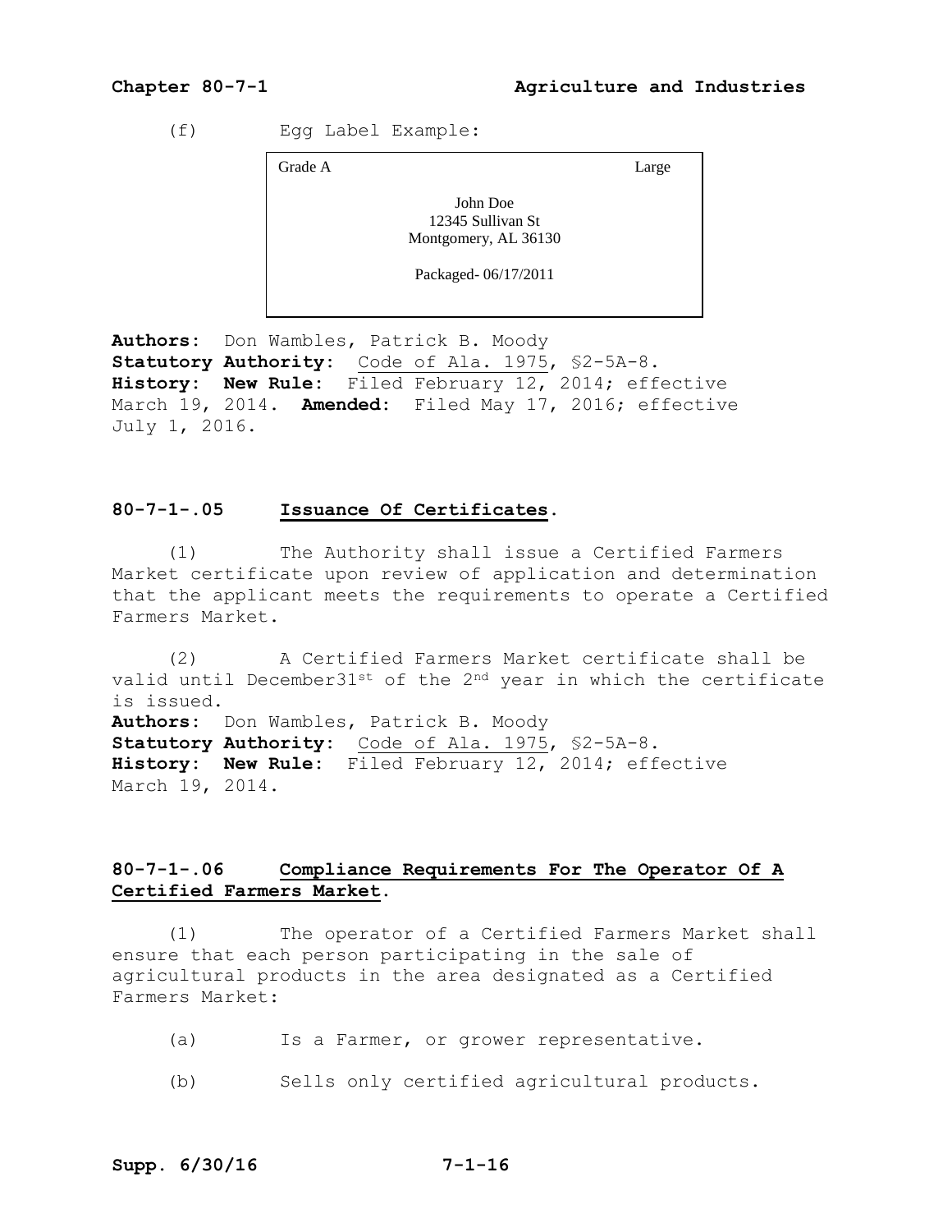(f) Egg Label Example:

| Grade A | Large |
|---|---|
| John Doe<br>12345 Sullivan St<br>Montgomery, AL 36130<br><br>Packaged- 06/17/2011 | |

**Authors:** Don Wambles, Patrick B. Moody
**Statutory Authority:** Code of Ala. 1975, §2-5A-8.
**History: New Rule:** Filed February 12, 2014; effective March 19, 2014. **Amended:** Filed May 17, 2016; effective July 1, 2016.

## 80-7-1-.05 Issuance Of Certificates.

(1) The Authority shall issue a Certified Farmers Market certificate upon review of application and determination that the applicant meets the requirements to operate a Certified Farmers Market.

(2) A Certified Farmers Market certificate shall be valid until December31st of the 2nd year in which the certificate is issued.

**Authors:** Don Wambles, Patrick B. Moody
**Statutory Authority:** Code of Ala. 1975, §2-5A-8.
**History: New Rule:** Filed February 12, 2014; effective March 19, 2014.

## 80-7-1-.06 Compliance Requirements For The Operator Of A Certified Farmers Market.

(1) The operator of a Certified Farmers Market shall ensure that each person participating in the sale of agricultural products in the area designated as a Certified Farmers Market:

(a) Is a Farmer, or grower representative.

(b) Sells only certified agricultural products.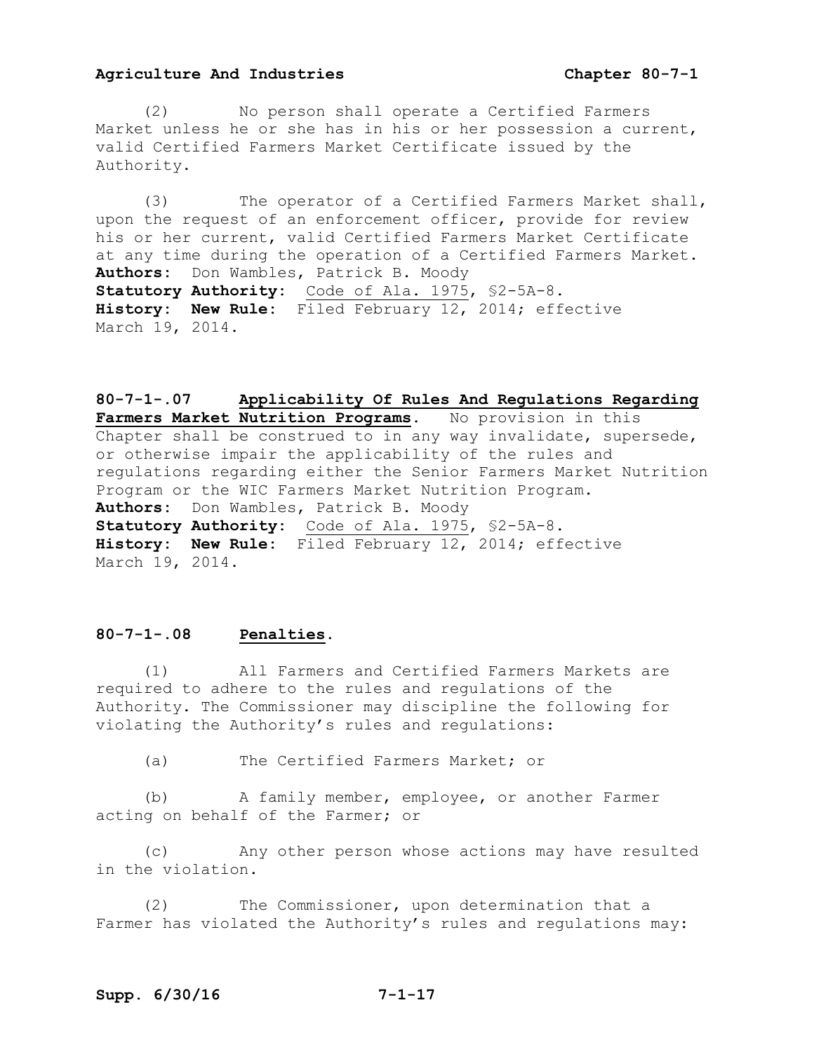(2) No person shall operate a Certified Farmers Market unless he or she has in his or her possession a current, valid Certified Farmers Market Certificate issued by the Authority.

(3) The operator of a Certified Farmers Market shall, upon the request of an enforcement officer, provide for review his or her current, valid Certified Farmers Market Certificate at any time during the operation of a Certified Farmers Market.
**Authors:** Don Wambles, Patrick B. Moody
**Statutory Authority:** Code of Ala. 1975, §2-5A-8.
**History: New Rule:** Filed February 12, 2014; effective March 19, 2014.

**80-7-1-.07 Applicability Of Rules And Regulations Regarding Farmers Market Nutrition Programs.** No provision in this Chapter shall be construed to in any way invalidate, supersede, or otherwise impair the applicability of the rules and regulations regarding either the Senior Farmers Market Nutrition Program or the WIC Farmers Market Nutrition Program.
**Authors:** Don Wambles, Patrick B. Moody
**Statutory Authority:** Code of Ala. 1975, §2-5A-8.
**History: New Rule:** Filed February 12, 2014; effective March 19, 2014.

**80-7-1-.08 Penalties.**

(1) All Farmers and Certified Farmers Markets are required to adhere to the rules and regulations of the Authority. The Commissioner may discipline the following for violating the Authority's rules and regulations:

(a) The Certified Farmers Market; or

(b) A family member, employee, or another Farmer acting on behalf of the Farmer; or

(c) Any other person whose actions may have resulted in the violation.

(2) The Commissioner, upon determination that a Farmer has violated the Authority's rules and regulations may: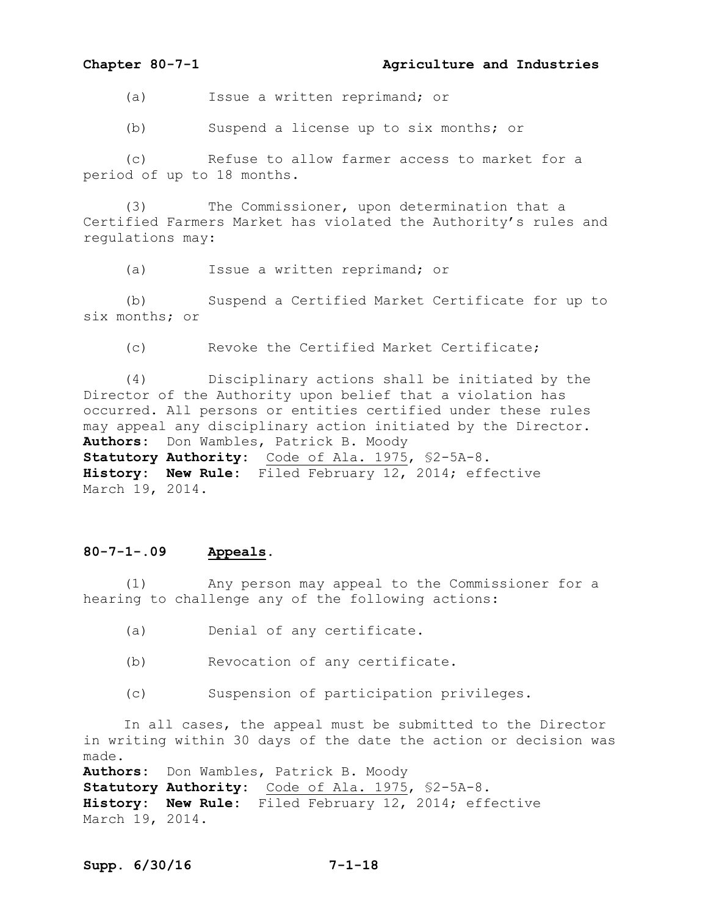(a) Issue a written reprimand; or

(b) Suspend a license up to six months; or

(c) Refuse to allow farmer access to market for a period of up to 18 months.

(3) The Commissioner, upon determination that a Certified Farmers Market has violated the Authority's rules and regulations may:

(a) Issue a written reprimand; or

(b) Suspend a Certified Market Certificate for up to six months; or

(c) Revoke the Certified Market Certificate;

(4) Disciplinary actions shall be initiated by the Director of the Authority upon belief that a violation has occurred. All persons or entities certified under these rules may appeal any disciplinary action initiated by the Director.
**Authors:** Don Wambles, Patrick B. Moody
**Statutory Authority:** Code of Ala. 1975, §2-5A-8.
**History: New Rule:** Filed February 12, 2014; effective March 19, 2014.

### 80-7-1-.09 Appeals.

(1) Any person may appeal to the Commissioner for a hearing to challenge any of the following actions:

(a) Denial of any certificate.

(b) Revocation of any certificate.

(c) Suspension of participation privileges.

In all cases, the appeal must be submitted to the Director in writing within 30 days of the date the action or decision was made.
**Authors:** Don Wambles, Patrick B. Moody
**Statutory Authority:** Code of Ala. 1975, §2-5A-8.
**History: New Rule:** Filed February 12, 2014; effective March 19, 2014.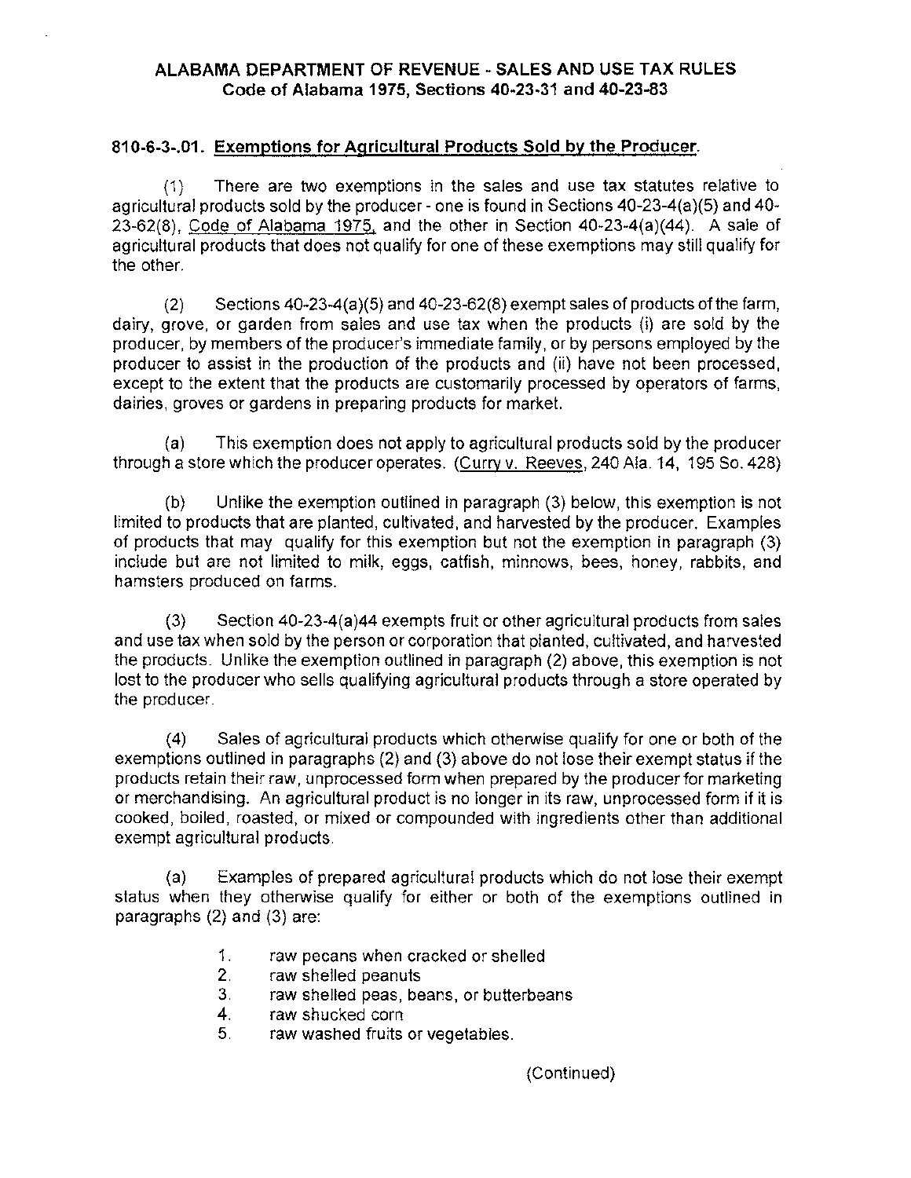**ALABAMA DEPARTMENT OF REVENUE - SALES AND USE TAX RULES**
**Code of Alabama 1975, Sections 40-23-31 and 40-23-83**

**810-6-3-.01. <u>Exemptions for Agricultural Products Sold by the Producer</u>.**

(1) There are two exemptions in the sales and use tax statutes relative to agricultural products sold by the producer - one is found in Sections 40-23-4(a)(5) and 40-23-62(8), <u>Code of Alabama 1975</u>, and the other in Section 40-23-4(a)(44). A sale of agricultural products that does not qualify for one of these exemptions may still qualify for the other.

(2) Sections 40-23-4(a)(5) and 40-23-62(8) exempt sales of products of the farm, dairy, grove, or garden from sales and use tax when the products (i) are sold by the producer, by members of the producer's immediate family, or by persons employed by the producer to assist in the production of the products and (ii) have not been processed, except to the extent that the products are customarily processed by operators of farms, dairies, groves or gardens in preparing products for market.

(a) This exemption does not apply to agricultural products sold by the producer through a store which the producer operates. (<u>Curry v. Reeves</u>, 240 Ala. 14, 195 So. 428)

(b) Unlike the exemption outlined in paragraph (3) below, this exemption is not limited to products that are planted, cultivated, and harvested by the producer. Examples of products that may qualify for this exemption but not the exemption in paragraph (3) include but are not limited to milk, eggs, catfish, minnows, bees, honey, rabbits, and hamsters produced on farms.

(3) Section 40-23-4(a)44 exempts fruit or other agricultural products from sales and use tax when sold by the person or corporation that planted, cultivated, and harvested the products. Unlike the exemption outlined in paragraph (2) above, this exemption is not lost to the producer who sells qualifying agricultural products through a store operated by the producer.

(4) Sales of agricultural products which otherwise qualify for one or both of the exemptions outlined in paragraphs (2) and (3) above do not lose their exempt status if the products retain their raw, unprocessed form when prepared by the producer for marketing or merchandising. An agricultural product is no longer in its raw, unprocessed form if it is cooked, boiled, roasted, or mixed or compounded with ingredients other than additional exempt agricultural products.

(a) Examples of prepared agricultural products which do not lose their exempt status when they otherwise qualify for either or both of the exemptions outlined in paragraphs (2) and (3) are:

1. raw pecans when cracked or shelled
2. raw shelled peanuts
3. raw shelled peas, beans, or butterbeans
4. raw shucked corn
5. raw washed fruits or vegetables.

(Continued)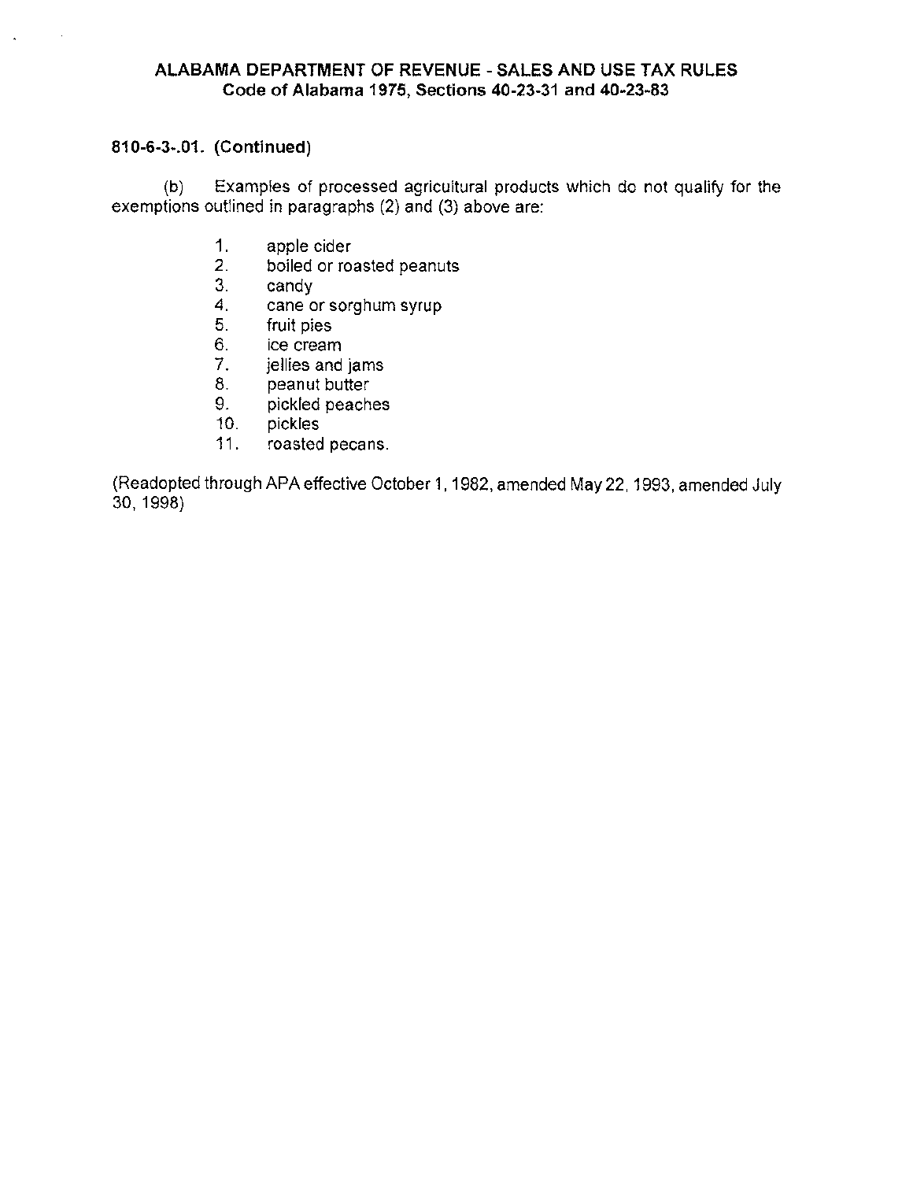**810-6-3-.01. (Continued)**

(b) Examples of processed agricultural products which do not qualify for the exemptions outlined in paragraphs (2) and (3) above are:

1. apple cider
2. boiled or roasted peanuts
3. candy
4. cane or sorghum syrup
5. fruit pies
6. ice cream
7. jellies and jams
8. peanut butter
9. pickled peaches
10. pickles
11. roasted pecans.

(Readopted through APA effective October 1, 1982, amended May 22, 1993, amended July 30, 1998)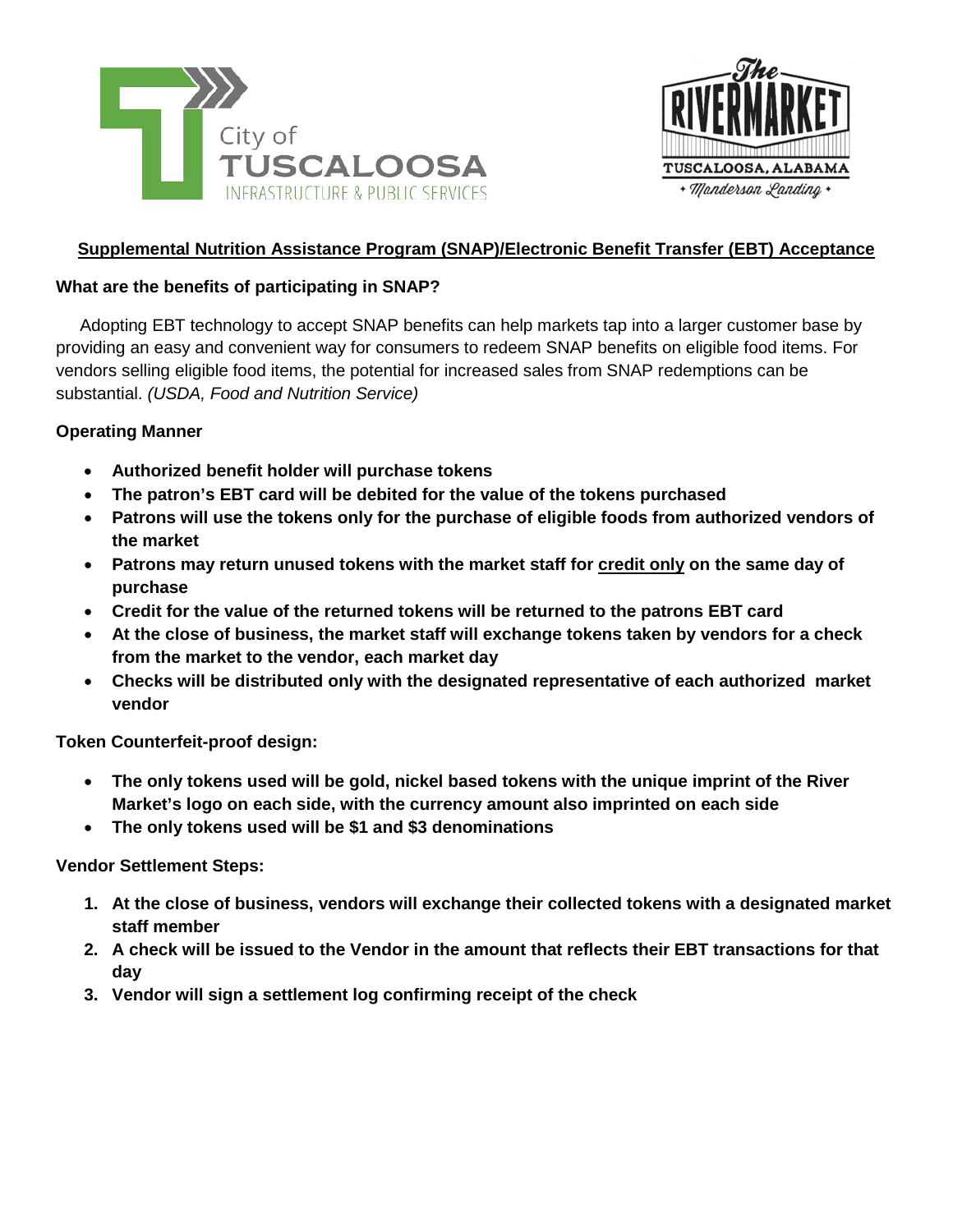City of TUSCALOOSA
INFRASTRUCTURE & PUBLIC SERVICES

The RIVERMARKET
TUSCALOOSA, ALABAMA
Manderson Landing

## Supplemental Nutrition Assistance Program (SNAP)/Electronic Benefit Transfer (EBT) Acceptance

**What are the benefits of participating in SNAP?**

Adopting EBT technology to accept SNAP benefits can help markets tap into a larger customer base by providing an easy and convenient way for consumers to redeem SNAP benefits on eligible food items. For vendors selling eligible food items, the potential for increased sales from SNAP redemptions can be substantial. *(USDA, Food and Nutrition Service)*

**Operating Manner**

- **Authorized benefit holder will purchase tokens**
- **The patron's EBT card will be debited for the value of the tokens purchased**
- **Patrons will use the tokens only for the purchase of eligible foods from authorized vendors of the market**
- **Patrons may return unused tokens with the market staff for credit only on the same day of purchase**
- **Credit for the value of the returned tokens will be returned to the patrons EBT card**
- **At the close of business, the market staff will exchange tokens taken by vendors for a check from the market to the vendor, each market day**
- **Checks will be distributed only with the designated representative of each authorized market vendor**

**Token Counterfeit-proof design:**

- **The only tokens used will be gold, nickel based tokens with the unique imprint of the River Market's logo on each side, with the currency amount also imprinted on each side**
- **The only tokens used will be $1 and $3 denominations**

**Vendor Settlement Steps:**

1. **At the close of business, vendors will exchange their collected tokens with a designated market staff member**
2. **A check will be issued to the Vendor in the amount that reflects their EBT transactions for that day**
3. **Vendor will sign a settlement log confirming receipt of the check**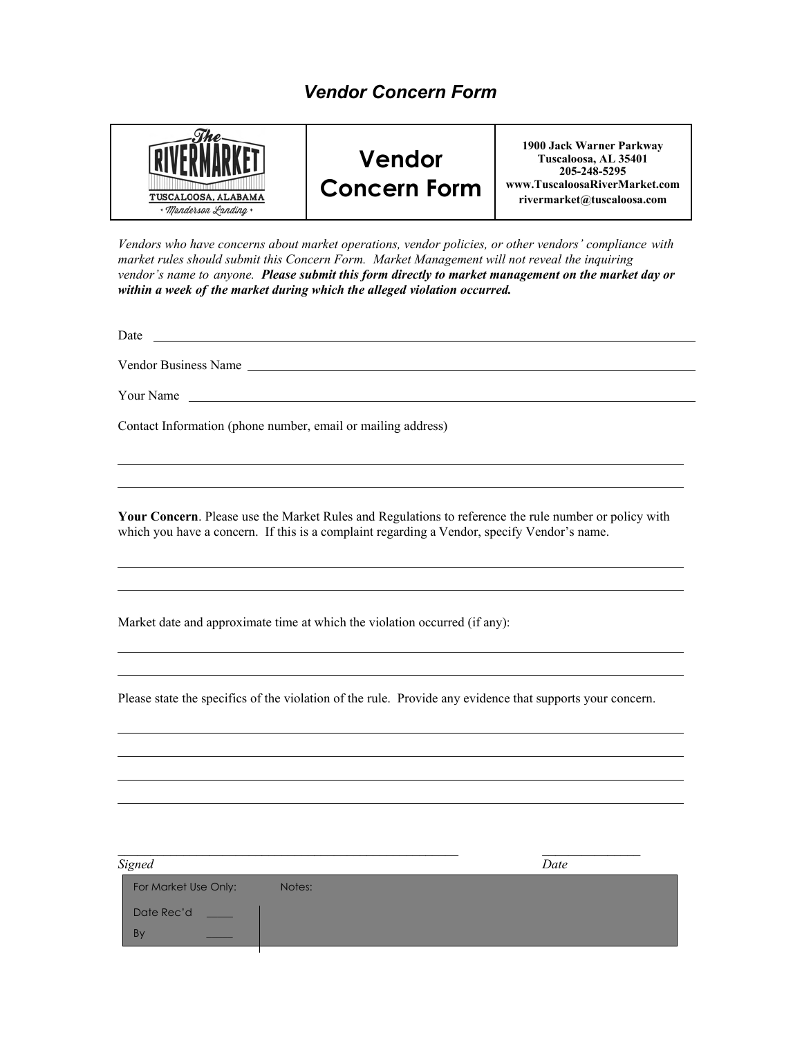## *Vendor Concern Form*

| THE RIVERMARKET TUSCALOOSA, ALABAMA • Manderson Landing • | **Vendor Concern Form** | **1900 Jack Warner Parkway**<br>**Tuscaloosa, AL 35401**<br>**205-248-5295**<br>**www.TuscaloosaRiverMarket.com**<br>**rivermarket@tuscaloosa.com** |
|---|---|---|

*Vendors who have concerns about market operations, vendor policies, or other vendors' compliance with market rules should submit this Concern Form. Market Management will not reveal the inquiring vendor's name to anyone.* ***Please submit this form directly to market management on the market day or within a week of the market during which the alleged violation occurred.***

Date ______________________________________________

Vendor Business Name ______________________________________________

Your Name ______________________________________________

Contact Information (phone number, email or mailing address)

______________________________________________

______________________________________________

**Your Concern**. Please use the Market Rules and Regulations to reference the rule number or policy with which you have a concern. If this is a complaint regarding a Vendor, specify Vendor's name.

______________________________________________

______________________________________________

Market date and approximate time at which the violation occurred (if any):

______________________________________________

______________________________________________

Please state the specifics of the violation of the rule. Provide any evidence that supports your concern.

______________________________________________

______________________________________________

______________________________________________

______________________________________________

______________________________________________ ________________

*Signed* *Date*

| For Market Use Only: | Notes: |
|---|---|
| Date Rec'd _____ | |
| By _____ | |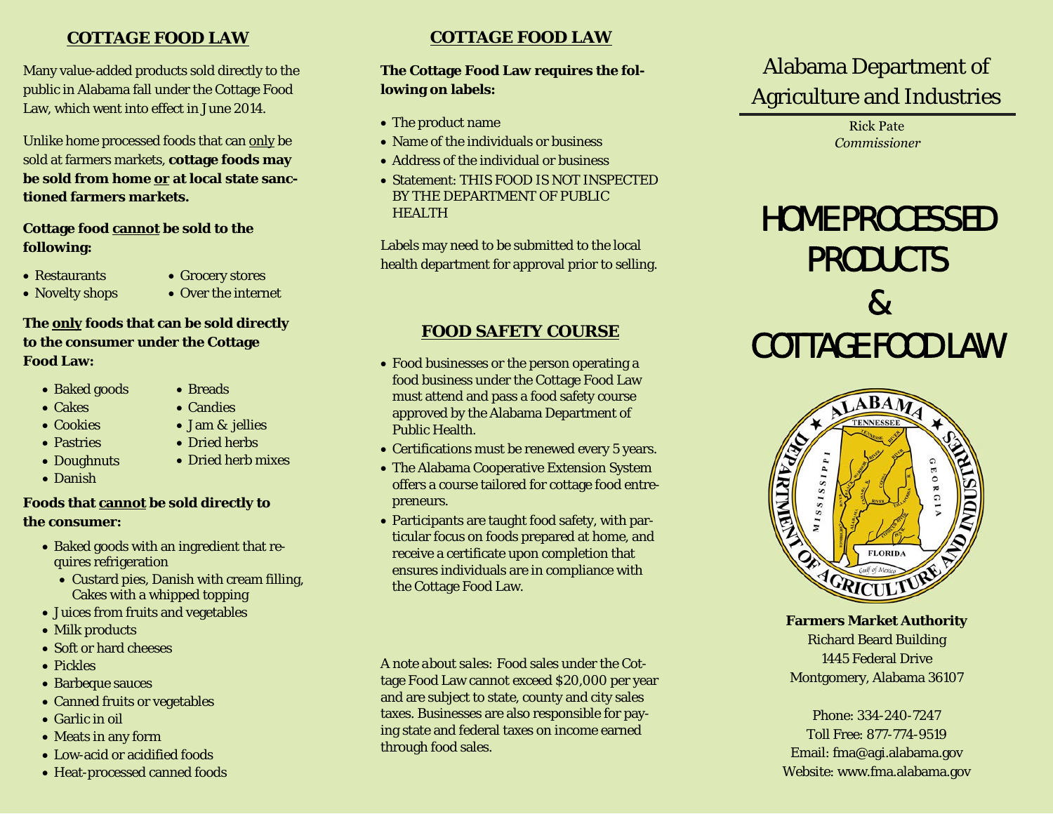## COTTAGE FOOD LAW

Many value-added products sold directly to the public in Alabama fall under the Cottage Food Law, which went into effect in June 2014.

Unlike home processed foods that can only be sold at farmers markets, **cottage foods may be sold from home or at local state sanctioned farmers markets.**

**Cottage food cannot be sold to the following:**

- Restaurants
- Novelty shops
- Grocery stores
- Over the internet

**The only foods that can be sold directly to the consumer under the Cottage Food Law:**

- Baked goods
- Cakes
- Cookies
- Pastries
- Doughnuts
- Danish
- Breads
- Candies
- Jam & jellies
- Dried herbs
- Dried herb mixes

**Foods that cannot be sold directly to the consumer:**

- Baked goods with an ingredient that requires refrigeration
  - Custard pies, Danish with cream filling, Cakes with a whipped topping
- Juices from fruits and vegetables
- Milk products
- Soft or hard cheeses
- Pickles
- Barbeque sauces
- Canned fruits or vegetables
- Garlic in oil
- Meats in any form
- Low-acid or acidified foods
- Heat-processed canned foods

## COTTAGE FOOD LAW

**The Cottage Food Law requires the following on labels:**

- The product name
- Name of the individuals or business
- Address of the individual or business
- Statement: THIS FOOD IS NOT INSPECTED BY THE DEPARTMENT OF PUBLIC HEALTH

Labels may need to be submitted to the local health department for approval prior to selling.

## FOOD SAFETY COURSE

- Food businesses or the person operating a food business under the Cottage Food Law must attend and pass a food safety course approved by the Alabama Department of Public Health.
- Certifications must be renewed every 5 years.
- The Alabama Cooperative Extension System offers a course tailored for cottage food entrepreneurs.
- Participants are taught food safety, with particular focus on foods prepared at home, and receive a certificate upon completion that ensures individuals are in compliance with the Cottage Food Law.

*A note about sales:* Food sales under the Cottage Food Law cannot exceed $20,000 per year and are subject to state, county and city sales taxes. Businesses are also responsible for paying state and federal taxes on income earned through food sales.

# Alabama Department of Agriculture and Industries

Rick Pate
*Commissioner*

# HOME PROCESSED PRODUCTS & COTTAGE FOOD LAW

**Farmers Market Authority**
Richard Beard Building
1445 Federal Drive
Montgomery, Alabama 36107

Phone: 334-240-7247
Toll Free: 877-774-9519
Email: fma@agi.alabama.gov
Website: www.fma.alabama.gov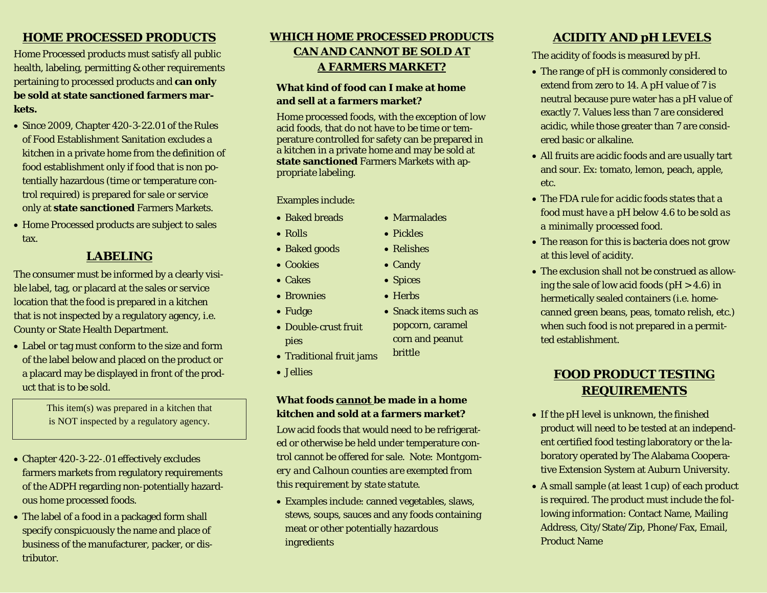## HOME PROCESSED PRODUCTS

Home Processed products must satisfy all public health, labeling, permitting & other requirements pertaining to processed products and **can only be sold at state sanctioned farmers markets.**

- Since 2009, Chapter 420-3-22.01 of the Rules of Food Establishment Sanitation excludes a kitchen in a private home from the definition of food establishment only if food that is non potentially hazardous (time or temperature control required) is prepared for sale or service only at **state sanctioned** Farmers Markets.
- Home Processed products are subject to sales tax.

## LABELING

The consumer must be informed by a clearly visible label, tag, or placard at the sales or service location that the food is prepared in a kitchen that is not inspected by a regulatory agency, i.e. County or State Health Department.

- Label or tag must conform to the size and form of the label below and placed on the product or a placard may be displayed in front of the product that is to be sold.

> This item(s) was prepared in a kitchen that is NOT inspected by a regulatory agency.

- Chapter 420-3-22-.01 effectively excludes farmers markets from regulatory requirements of the ADPH regarding non-potentially hazardous home processed foods.
- The label of a food in a packaged form shall specify conspicuously the name and place of business of the manufacturer, packer, or distributor.

## WHICH HOME PROCESSED PRODUCTS CAN AND CANNOT BE SOLD AT A FARMERS MARKET?

### What kind of food can I make at home and sell at a farmers market?

Home processed foods, with the exception of low acid foods, that do not have to be time or temperature controlled for safety can be prepared in a kitchen in a private home and may be sold at **state sanctioned** Farmers Markets with appropriate labeling.

Examples include:

- Baked breads
- Rolls
- Baked goods
- Cookies
- Cakes
- Brownies
- Fudge
- Double-crust fruit pies
- Traditional fruit jams
- Jellies
- Marmalades
- Pickles
- Relishes
- Candy
- Spices
- Herbs
- Snack items such as popcorn, caramel corn and peanut brittle

### What foods *cannot* be made in a home kitchen and sold at a farmers market?

Low acid foods that would need to be refrigerated or otherwise be held under temperature control cannot be offered for sale. Note: *Montgomery and Calhoun counties are exempted from this requirement by state statute.*

- Examples include: canned vegetables, slaws, stews, soups, sauces and any foods containing meat or other potentially hazardous ingredients

## ACIDITY AND pH LEVELS

The acidity of foods is measured by pH.

- The range of pH is commonly considered to extend from zero to 14. A pH value of 7 is neutral because pure water has a pH value of exactly 7. Values less than 7 are considered acidic, while those greater than 7 are considered basic or alkaline.
- All fruits are acidic foods and are usually tart and sour. Ex: tomato, lemon, peach, apple, etc.
- The FDA rule for acidic foods states that a food must have a pH below 4.6 to be sold as a minimally processed food.
- The reason for this is bacteria does not grow at this level of acidity.
- The exclusion shall not be construed as allowing the sale of low acid foods (pH > 4.6) in hermetically sealed containers (i.e. home-canned green beans, peas, tomato relish, etc.) when such food is not prepared in a permitted establishment.

## FOOD PRODUCT TESTING REQUIREMENTS

- If the pH level is unknown, the finished product will need to be tested at an independent certified food testing laboratory or the laboratory operated by The Alabama Cooperative Extension System at Auburn University.
- A small sample (at least 1 cup) of each product is required. The product must include the following information: Contact Name, Mailing Address, City/State/Zip, Phone/Fax, Email, Product Name